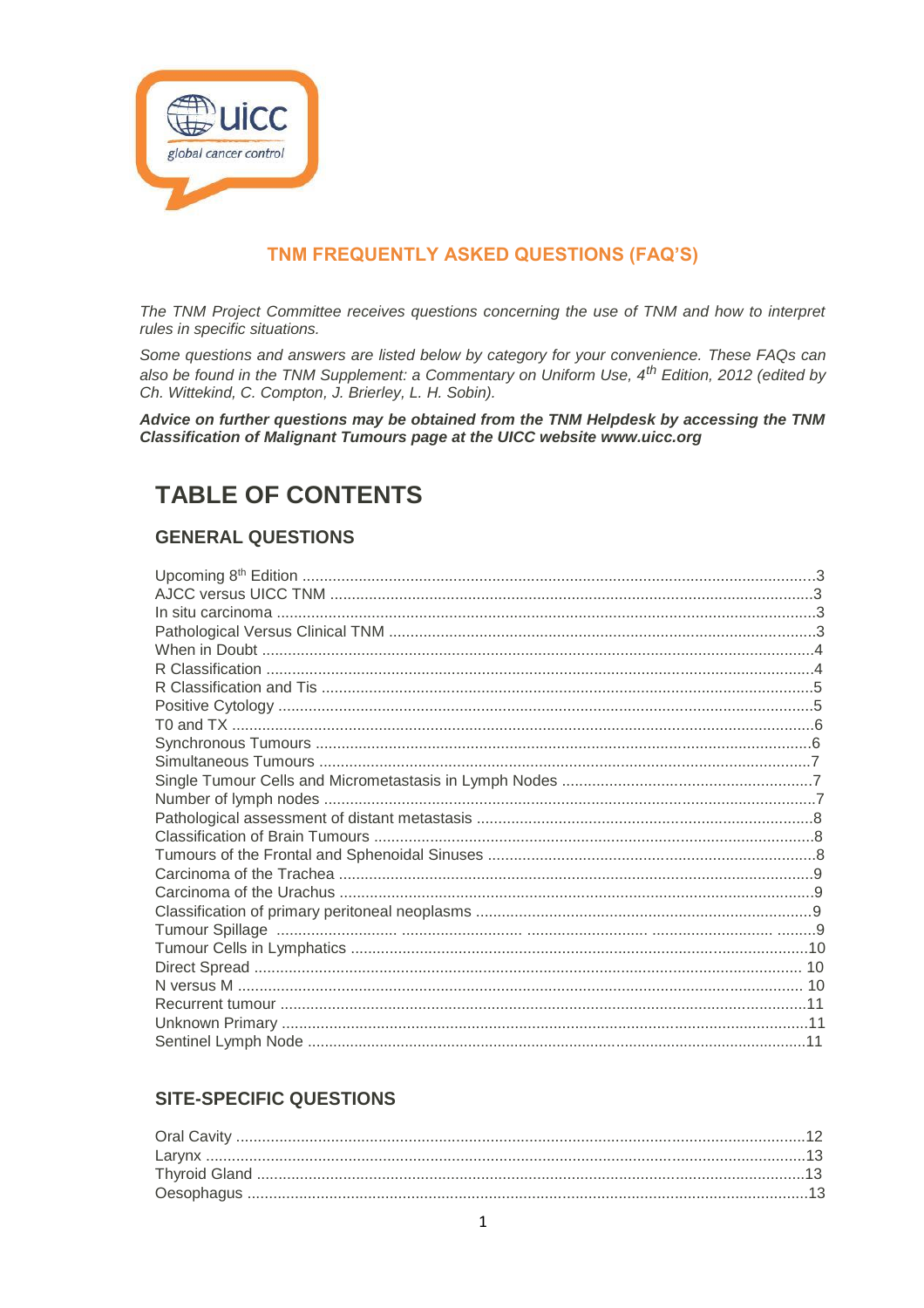## TNM FREQUENTLY ASKED QUESTIONS (FAQ'S)

*The TNM Project Committee receives questions concerning the use of TNM and how to interpret rules in specific situations.*

*Some questions and answers are listed below by category for your convenience. These FAQs can also be found in the TNM Supplement: a Commentary on Uniform Use, 4th Edition, 2012 (edited by Ch. Wittekind, C. Compton, J. Brierley, L. H. Sobin).*

***Advice on further questions may be obtained from the TNM Helpdesk by accessing the TNM Classification of Malignant Tumours page at the UICC website www.uicc.org***

# TABLE OF CONTENTS

## GENERAL QUESTIONS

| | |
|---|---|
| Upcoming 8th Edition | 3 |
| AJCC versus UICC TNM | 3 |
| In situ carcinoma | 3 |
| Pathological Versus Clinical TNM | 3 |
| When in Doubt | 4 |
| R Classification | 4 |
| R Classification and Tis | 5 |
| Positive Cytology | 5 |
| T0 and TX | 6 |
| Synchronous Tumours | 6 |
| Simultaneous Tumours | 7 |
| Single Tumour Cells and Micrometastasis in Lymph Nodes | 7 |
| Number of lymph nodes | 7 |
| Pathological assessment of distant metastasis | 8 |
| Classification of Brain Tumours | 8 |
| Tumours of the Frontal and Sphenoidal Sinuses | 8 |
| Carcinoma of the Trachea | 9 |
| Carcinoma of the Urachus | 9 |
| Classification of primary peritoneal neoplasms | 9 |
| Tumour Spillage | 9 |
| Tumour Cells in Lymphatics | 10 |
| Direct Spread | 10 |
| N versus M | 10 |
| Recurrent tumour | 11 |
| Unknown Primary | 11 |
| Sentinel Lymph Node | 11 |

## SITE-SPECIFIC QUESTIONS

| | |
|---|---|
| Oral Cavity | 12 |
| Larynx | 13 |
| Thyroid Gland | 13 |
| Oesophagus | 13 |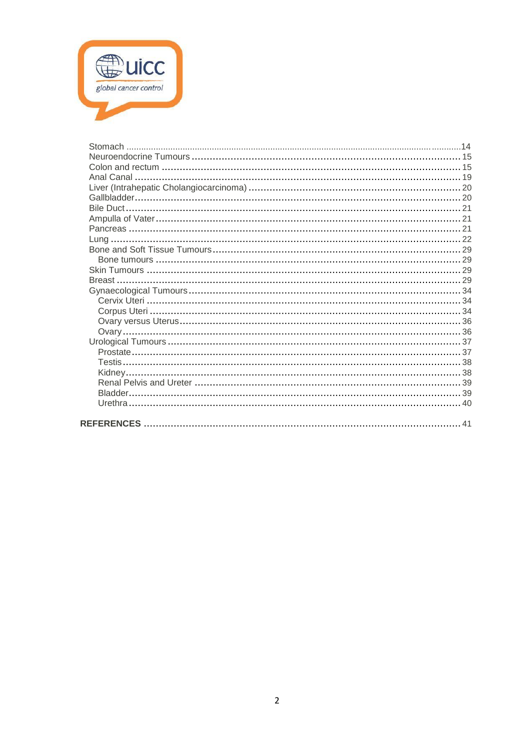Stomach ........................................................................................................................14
Neuroendocrine Tumours ........................................................................................... 15
Colon and rectum ....................................................................................................... 15
Anal Canal ................................................................................................................. 19
Liver (Intrahepatic Cholangiocarcinoma) ................................................................... 20
Gallbladder ................................................................................................................. 20
Bile Duct ..................................................................................................................... 21
Ampulla of Vater ......................................................................................................... 21
Pancreas .................................................................................................................... 21
Lung ........................................................................................................................... 22
Bone and Soft Tissue Tumours .................................................................................. 29
 Bone tumours ............................................................................................................ 29
Skin Tumours ............................................................................................................. 29
Breast ......................................................................................................................... 29
Gynaecological Tumours ........................................................................................... 34
 Cervix Uteri ................................................................................................................ 34
 Corpus Uteri ............................................................................................................... 34
 Ovary versus Uterus ................................................................................................... 36
 Ovary .......................................................................................................................... 36
Urological Tumours .................................................................................................... 37
 Prostate ...................................................................................................................... 37
 Testis .......................................................................................................................... 38
 Kidney ........................................................................................................................ 38
 Renal Pelvis and Ureter ............................................................................................. 39
 Bladder ....................................................................................................................... 39
 Urethra ....................................................................................................................... 40

**REFERENCES** ............................................................................................................ 41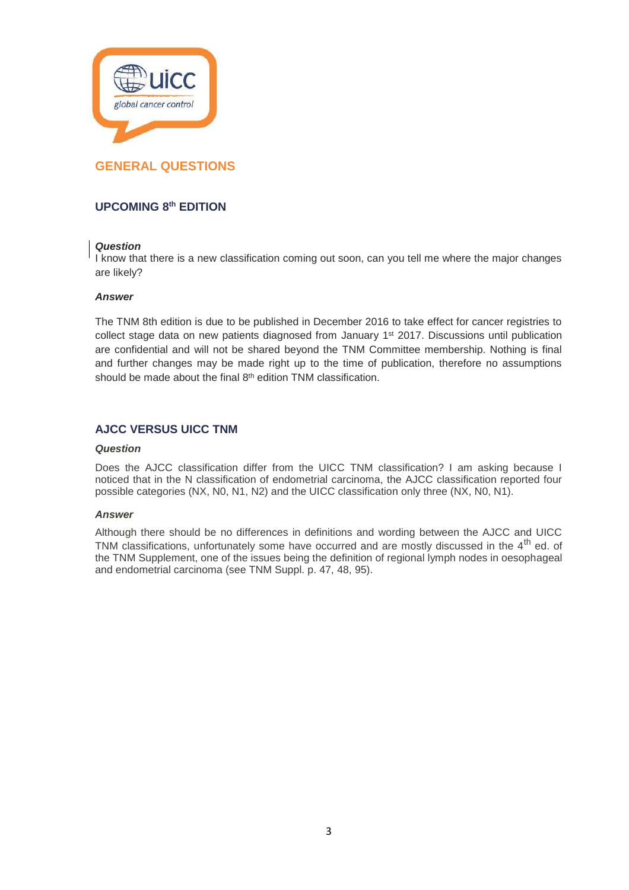# GENERAL QUESTIONS

## UPCOMING 8th EDITION

***Question***

I know that there is a new classification coming out soon, can you tell me where the major changes are likely?

***Answer***

The TNM 8th edition is due to be published in December 2016 to take effect for cancer registries to collect stage data on new patients diagnosed from January 1st 2017. Discussions until publication are confidential and will not be shared beyond the TNM Committee membership. Nothing is final and further changes may be made right up to the time of publication, therefore no assumptions should be made about the final 8th edition TNM classification.

## AJCC VERSUS UICC TNM

***Question***

Does the AJCC classification differ from the UICC TNM classification? I am asking because I noticed that in the N classification of endometrial carcinoma, the AJCC classification reported four possible categories (NX, N0, N1, N2) and the UICC classification only three (NX, N0, N1).

***Answer***

Although there should be no differences in definitions and wording between the AJCC and UICC TNM classifications, unfortunately some have occurred and are mostly discussed in the 4th ed. of the TNM Supplement, one of the issues being the definition of regional lymph nodes in oesophageal and endometrial carcinoma (see TNM Suppl. p. 47, 48, 95).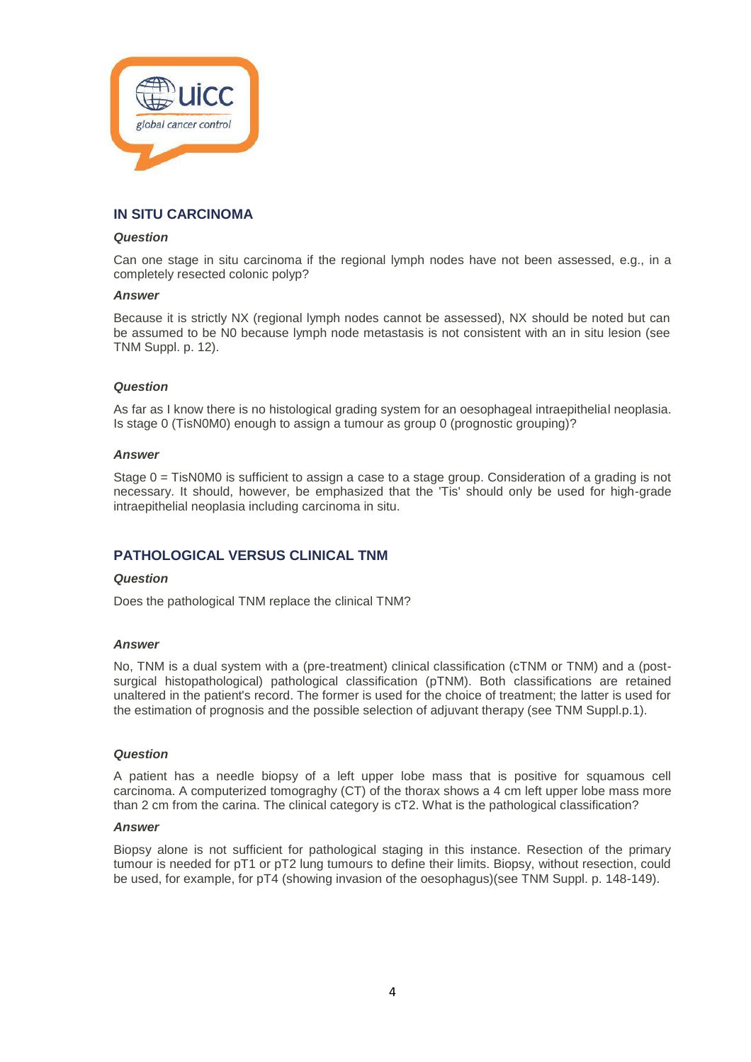## IN SITU CARCINOMA

***Question***

Can one stage in situ carcinoma if the regional lymph nodes have not been assessed, e.g., in a completely resected colonic polyp?

***Answer***

Because it is strictly NX (regional lymph nodes cannot be assessed), NX should be noted but can be assumed to be N0 because lymph node metastasis is not consistent with an in situ lesion (see TNM Suppl. p. 12).

***Question***

As far as I know there is no histological grading system for an oesophageal intraepithelial neoplasia. Is stage 0 (TisN0M0) enough to assign a tumour as group 0 (prognostic grouping)?

***Answer***

Stage 0 = TisN0M0 is sufficient to assign a case to a stage group. Consideration of a grading is not necessary. It should, however, be emphasized that the 'Tis' should only be used for high-grade intraepithelial neoplasia including carcinoma in situ.

## PATHOLOGICAL VERSUS CLINICAL TNM

***Question***

Does the pathological TNM replace the clinical TNM?

***Answer***

No, TNM is a dual system with a (pre-treatment) clinical classification (cTNM or TNM) and a (post-surgical histopathological) pathological classification (pTNM). Both classifications are retained unaltered in the patient's record. The former is used for the choice of treatment; the latter is used for the estimation of prognosis and the possible selection of adjuvant therapy (see TNM Suppl.p.1).

***Question***

A patient has a needle biopsy of a left upper lobe mass that is positive for squamous cell carcinoma. A computerized tomograghy (CT) of the thorax shows a 4 cm left upper lobe mass more than 2 cm from the carina. The clinical category is cT2. What is the pathological classification?

***Answer***

Biopsy alone is not sufficient for pathological staging in this instance. Resection of the primary tumour is needed for pT1 or pT2 lung tumours to define their limits. Biopsy, without resection, could be used, for example, for pT4 (showing invasion of the oesophagus)(see TNM Suppl. p. 148-149).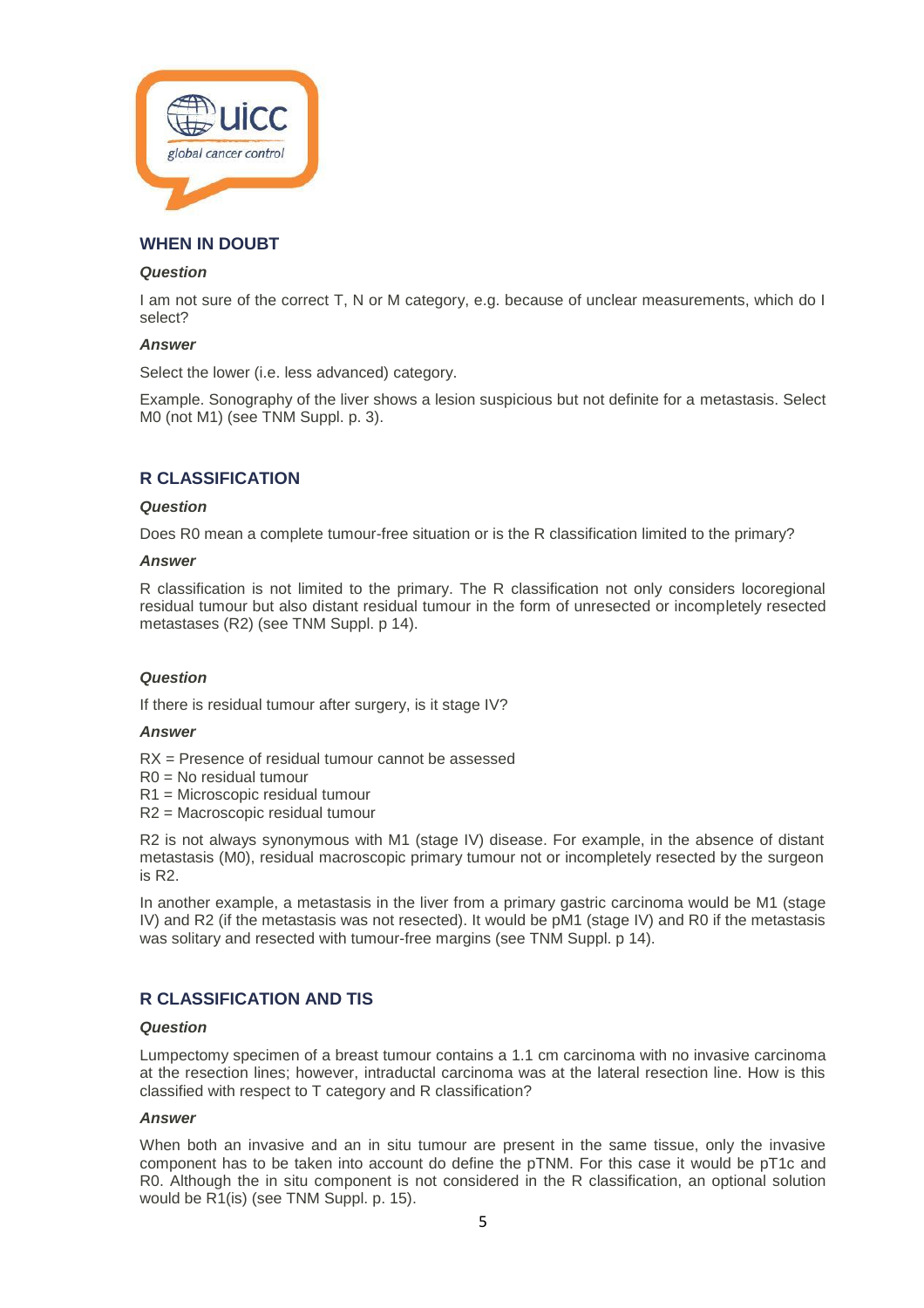## WHEN IN DOUBT

***Question***

I am not sure of the correct T, N or M category, e.g. because of unclear measurements, which do I select?

***Answer***

Select the lower (i.e. less advanced) category.

Example. Sonography of the liver shows a lesion suspicious but not definite for a metastasis. Select M0 (not M1) (see TNM Suppl. p. 3).

## R CLASSIFICATION

***Question***

Does R0 mean a complete tumour-free situation or is the R classification limited to the primary?

***Answer***

R classification is not limited to the primary. The R classification not only considers locoregional residual tumour but also distant residual tumour in the form of unresected or incompletely resected metastases (R2) (see TNM Suppl. p 14).

***Question***

If there is residual tumour after surgery, is it stage IV?

***Answer***

RX = Presence of residual tumour cannot be assessed
R0 = No residual tumour
R1 = Microscopic residual tumour
R2 = Macroscopic residual tumour

R2 is not always synonymous with M1 (stage IV) disease. For example, in the absence of distant metastasis (M0), residual macroscopic primary tumour not or incompletely resected by the surgeon is R2.

In another example, a metastasis in the liver from a primary gastric carcinoma would be M1 (stage IV) and R2 (if the metastasis was not resected). It would be pM1 (stage IV) and R0 if the metastasis was solitary and resected with tumour-free margins (see TNM Suppl. p 14).

## R CLASSIFICATION AND TIS

***Question***

Lumpectomy specimen of a breast tumour contains a 1.1 cm carcinoma with no invasive carcinoma at the resection lines; however, intraductal carcinoma was at the lateral resection line. How is this classified with respect to T category and R classification?

***Answer***

When both an invasive and an in situ tumour are present in the same tissue, only the invasive component has to be taken into account do define the pTNM. For this case it would be pT1c and R0. Although the in situ component is not considered in the R classification, an optional solution would be R1(is) (see TNM Suppl. p. 15).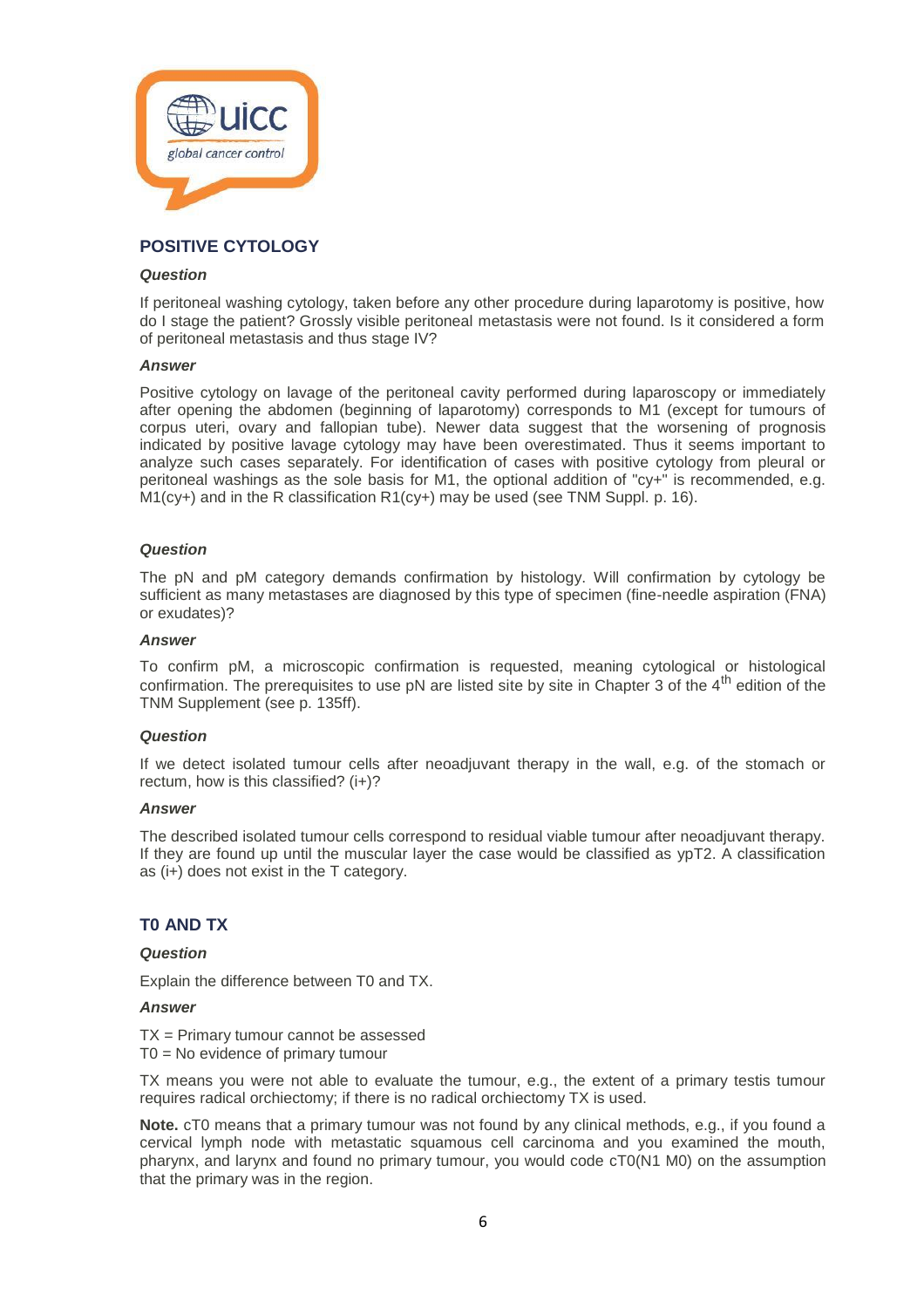## POSITIVE CYTOLOGY

***Question***

If peritoneal washing cytology, taken before any other procedure during laparotomy is positive, how do I stage the patient? Grossly visible peritoneal metastasis were not found. Is it considered a form of peritoneal metastasis and thus stage IV?

***Answer***

Positive cytology on lavage of the peritoneal cavity performed during laparoscopy or immediately after opening the abdomen (beginning of laparotomy) corresponds to M1 (except for tumours of corpus uteri, ovary and fallopian tube). Newer data suggest that the worsening of prognosis indicated by positive lavage cytology may have been overestimated. Thus it seems important to analyze such cases separately. For identification of cases with positive cytology from pleural or peritoneal washings as the sole basis for M1, the optional addition of "cy+" is recommended, e.g. M1(cy+) and in the R classification R1(cy+) may be used (see TNM Suppl. p. 16).

***Question***

The pN and pM category demands confirmation by histology. Will confirmation by cytology be sufficient as many metastases are diagnosed by this type of specimen (fine-needle aspiration (FNA) or exudates)?

***Answer***

To confirm pM, a microscopic confirmation is requested, meaning cytological or histological confirmation. The prerequisites to use pN are listed site by site in Chapter 3 of the 4th edition of the TNM Supplement (see p. 135ff).

***Question***

If we detect isolated tumour cells after neoadjuvant therapy in the wall, e.g. of the stomach or rectum, how is this classified? (i+)?

***Answer***

The described isolated tumour cells correspond to residual viable tumour after neoadjuvant therapy. If they are found up until the muscular layer the case would be classified as ypT2. A classification as (i+) does not exist in the T category.

## T0 AND TX

***Question***

Explain the difference between T0 and TX.

***Answer***

TX = Primary tumour cannot be assessed
T0 = No evidence of primary tumour

TX means you were not able to evaluate the tumour, e.g., the extent of a primary testis tumour requires radical orchiectomy; if there is no radical orchiectomy TX is used.

**Note.** cT0 means that a primary tumour was not found by any clinical methods, e.g., if you found a cervical lymph node with metastatic squamous cell carcinoma and you examined the mouth, pharynx, and larynx and found no primary tumour, you would code cT0(N1 M0) on the assumption that the primary was in the region.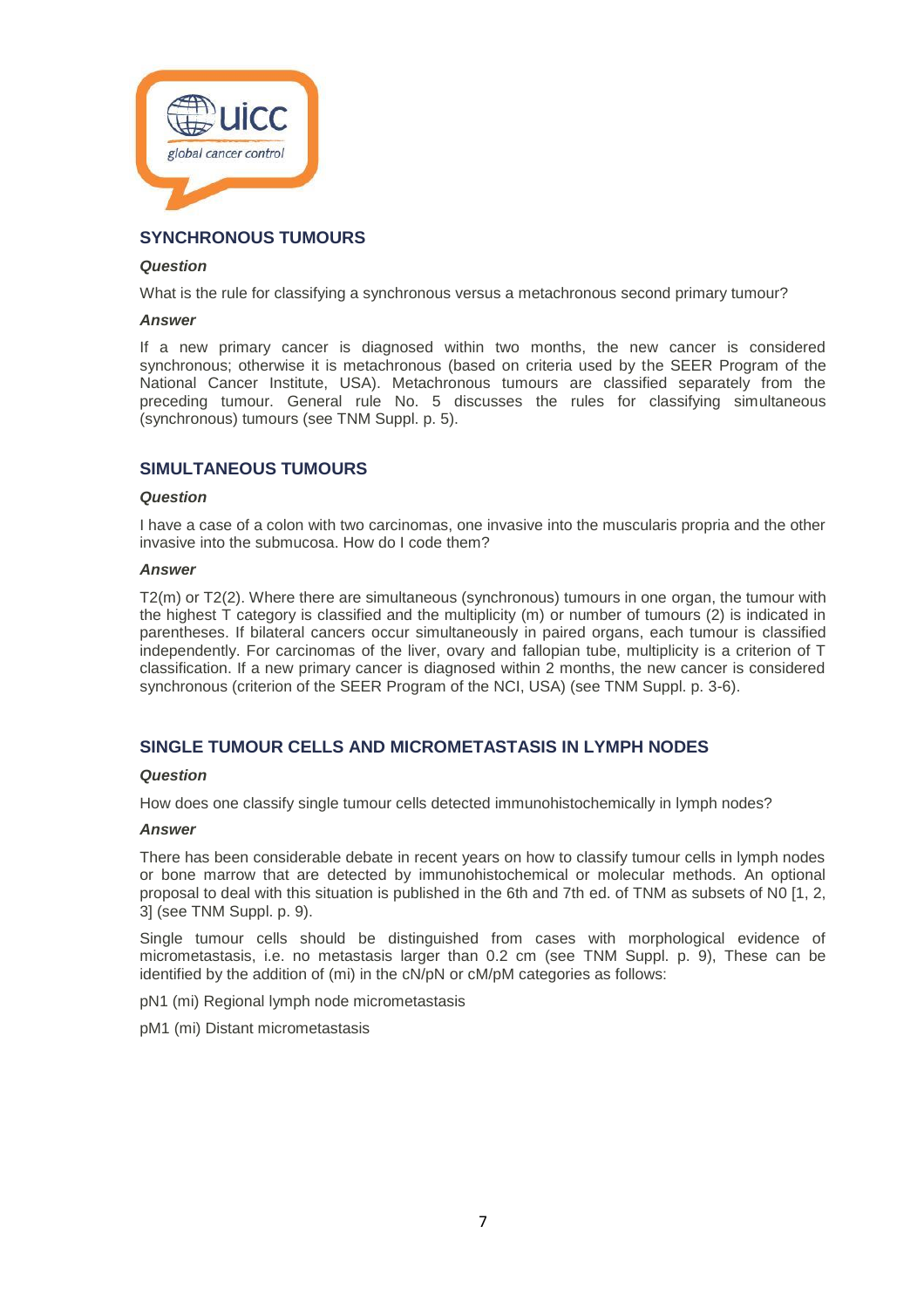## SYNCHRONOUS TUMOURS

***Question***

What is the rule for classifying a synchronous versus a metachronous second primary tumour?

***Answer***

If a new primary cancer is diagnosed within two months, the new cancer is considered synchronous; otherwise it is metachronous (based on criteria used by the SEER Program of the National Cancer Institute, USA). Metachronous tumours are classified separately from the preceding tumour. General rule No. 5 discusses the rules for classifying simultaneous (synchronous) tumours (see TNM Suppl. p. 5).

## SIMULTANEOUS TUMOURS

***Question***

I have a case of a colon with two carcinomas, one invasive into the muscularis propria and the other invasive into the submucosa. How do I code them?

***Answer***

T2(m) or T2(2). Where there are simultaneous (synchronous) tumours in one organ, the tumour with the highest T category is classified and the multiplicity (m) or number of tumours (2) is indicated in parentheses. If bilateral cancers occur simultaneously in paired organs, each tumour is classified independently. For carcinomas of the liver, ovary and fallopian tube, multiplicity is a criterion of T classification. If a new primary cancer is diagnosed within 2 months, the new cancer is considered synchronous (criterion of the SEER Program of the NCI, USA) (see TNM Suppl. p. 3-6).

## SINGLE TUMOUR CELLS AND MICROMETASTASIS IN LYMPH NODES

***Question***

How does one classify single tumour cells detected immunohistochemically in lymph nodes?

***Answer***

There has been considerable debate in recent years on how to classify tumour cells in lymph nodes or bone marrow that are detected by immunohistochemical or molecular methods. An optional proposal to deal with this situation is published in the 6th and 7th ed. of TNM as subsets of N0 [1, 2, 3] (see TNM Suppl. p. 9).

Single tumour cells should be distinguished from cases with morphological evidence of micrometastasis, i.e. no metastasis larger than 0.2 cm (see TNM Suppl. p. 9), These can be identified by the addition of (mi) in the cN/pN or cM/pM categories as follows:

pN1 (mi) Regional lymph node micrometastasis

pM1 (mi) Distant micrometastasis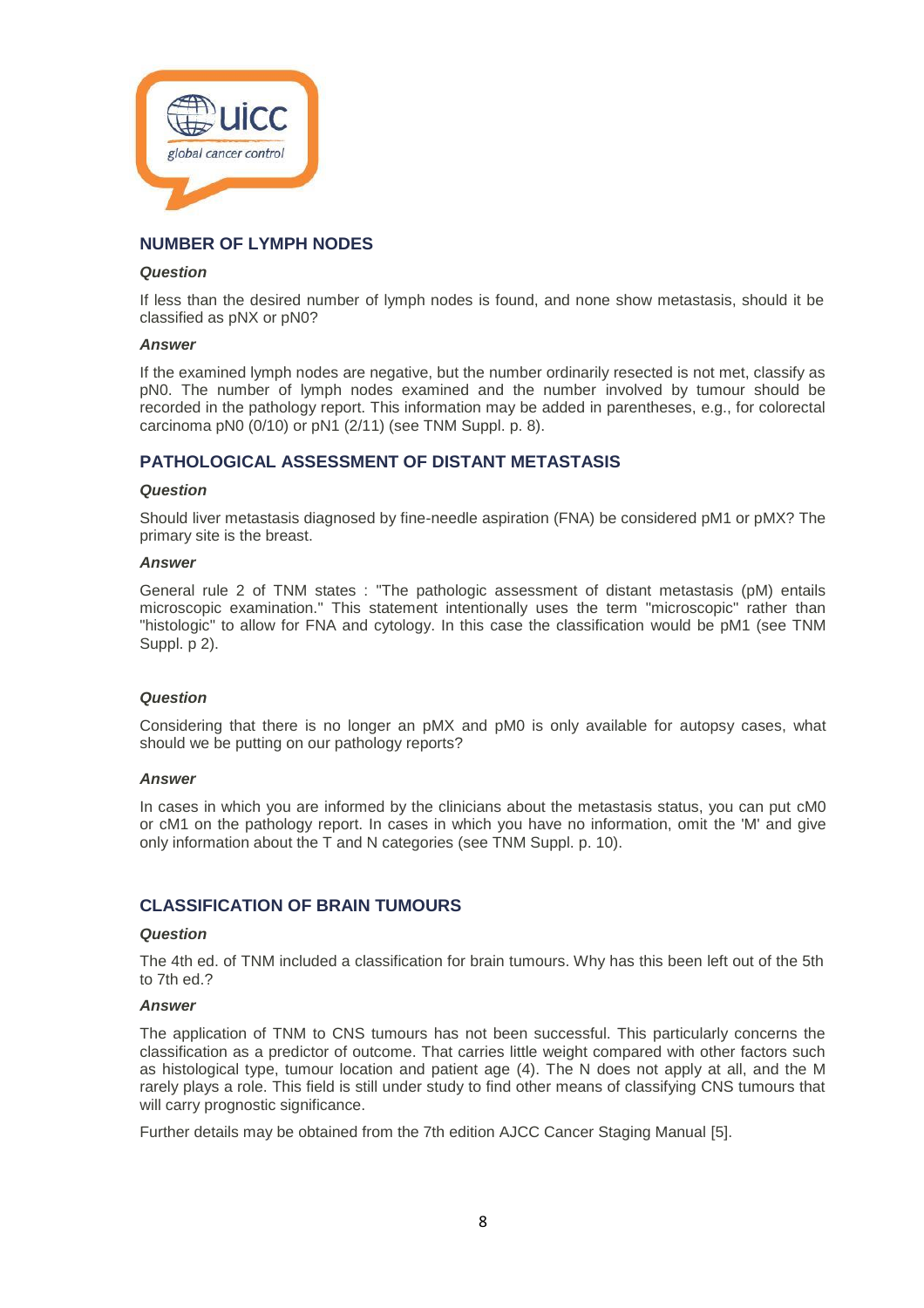## NUMBER OF LYMPH NODES

***Question***

If less than the desired number of lymph nodes is found, and none show metastasis, should it be classified as pNX or pN0?

***Answer***

If the examined lymph nodes are negative, but the number ordinarily resected is not met, classify as pN0. The number of lymph nodes examined and the number involved by tumour should be recorded in the pathology report. This information may be added in parentheses, e.g., for colorectal carcinoma pN0 (0/10) or pN1 (2/11) (see TNM Suppl. p. 8).

## PATHOLOGICAL ASSESSMENT OF DISTANT METASTASIS

***Question***

Should liver metastasis diagnosed by fine-needle aspiration (FNA) be considered pM1 or pMX? The primary site is the breast.

***Answer***

General rule 2 of TNM states : "The pathologic assessment of distant metastasis (pM) entails microscopic examination." This statement intentionally uses the term "microscopic" rather than "histologic" to allow for FNA and cytology. In this case the classification would be pM1 (see TNM Suppl. p 2).

***Question***

Considering that there is no longer an pMX and pM0 is only available for autopsy cases, what should we be putting on our pathology reports?

***Answer***

In cases in which you are informed by the clinicians about the metastasis status, you can put cM0 or cM1 on the pathology report. In cases in which you have no information, omit the 'M' and give only information about the T and N categories (see TNM Suppl. p. 10).

## CLASSIFICATION OF BRAIN TUMOURS

***Question***

The 4th ed. of TNM included a classification for brain tumours. Why has this been left out of the 5th to 7th ed.?

***Answer***

The application of TNM to CNS tumours has not been successful. This particularly concerns the classification as a predictor of outcome. That carries little weight compared with other factors such as histological type, tumour location and patient age (4). The N does not apply at all, and the M rarely plays a role. This field is still under study to find other means of classifying CNS tumours that will carry prognostic significance.

Further details may be obtained from the 7th edition AJCC Cancer Staging Manual [5].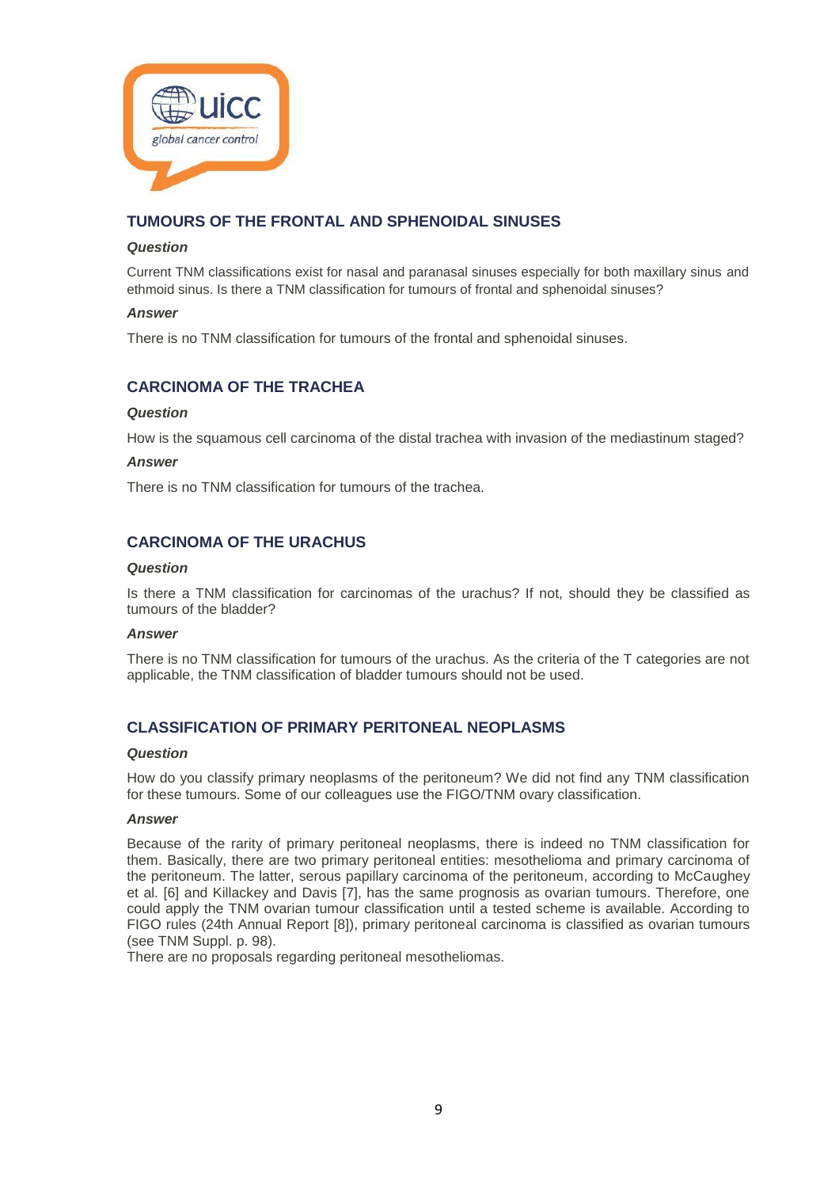## TUMOURS OF THE FRONTAL AND SPHENOIDAL SINUSES

***Question***

Current TNM classifications exist for nasal and paranasal sinuses especially for both maxillary sinus and ethmoid sinus. Is there a TNM classification for tumours of frontal and sphenoidal sinuses?

***Answer***

There is no TNM classification for tumours of the frontal and sphenoidal sinuses.

## CARCINOMA OF THE TRACHEA

***Question***

How is the squamous cell carcinoma of the distal trachea with invasion of the mediastinum staged?

***Answer***

There is no TNM classification for tumours of the trachea.

## CARCINOMA OF THE URACHUS

***Question***

Is there a TNM classification for carcinomas of the urachus? If not, should they be classified as tumours of the bladder?

***Answer***

There is no TNM classification for tumours of the urachus. As the criteria of the T categories are not applicable, the TNM classification of bladder tumours should not be used.

## CLASSIFICATION OF PRIMARY PERITONEAL NEOPLASMS

***Question***

How do you classify primary neoplasms of the peritoneum? We did not find any TNM classification for these tumours. Some of our colleagues use the FIGO/TNM ovary classification.

***Answer***

Because of the rarity of primary peritoneal neoplasms, there is indeed no TNM classification for them. Basically, there are two primary peritoneal entities: mesothelioma and primary carcinoma of the peritoneum. The latter, serous papillary carcinoma of the peritoneum, according to McCaughey et al. [6] and Killackey and Davis [7], has the same prognosis as ovarian tumours. Therefore, one could apply the TNM ovarian tumour classification until a tested scheme is available. According to FIGO rules (24th Annual Report [8]), primary peritoneal carcinoma is classified as ovarian tumours (see TNM Suppl. p. 98).

There are no proposals regarding peritoneal mesotheliomas.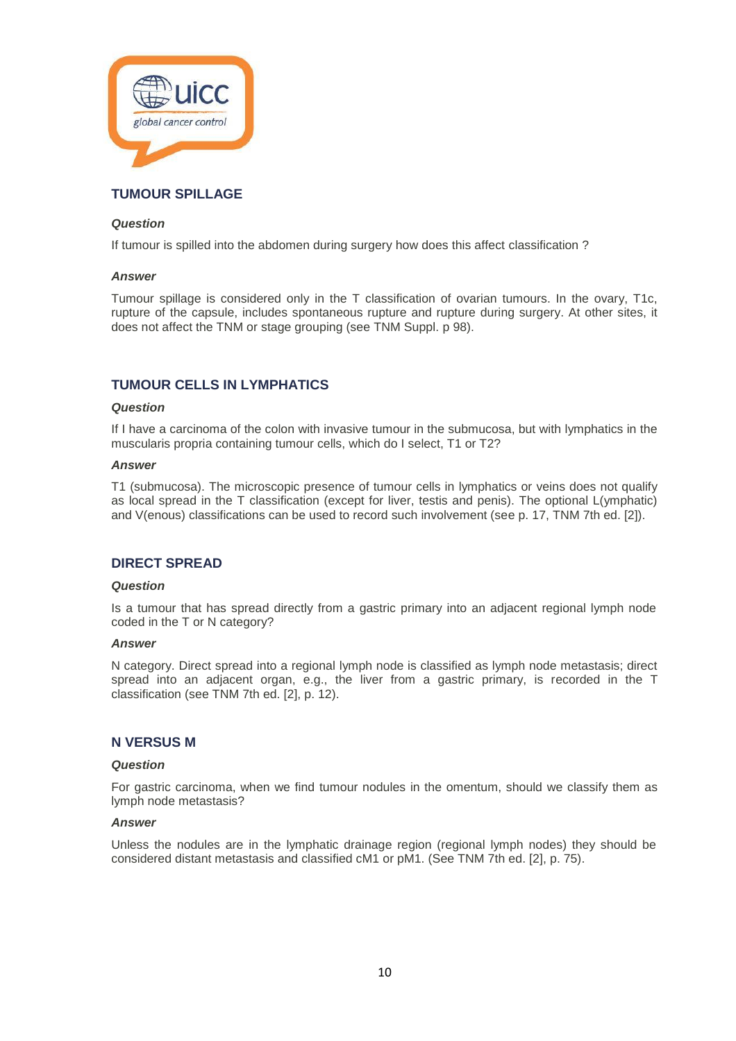## TUMOUR SPILLAGE

***Question***

If tumour is spilled into the abdomen during surgery how does this affect classification ?

***Answer***

Tumour spillage is considered only in the T classification of ovarian tumours. In the ovary, T1c, rupture of the capsule, includes spontaneous rupture and rupture during surgery. At other sites, it does not affect the TNM or stage grouping (see TNM Suppl. p 98).

## TUMOUR CELLS IN LYMPHATICS

***Question***

If I have a carcinoma of the colon with invasive tumour in the submucosa, but with lymphatics in the muscularis propria containing tumour cells, which do I select, T1 or T2?

***Answer***

T1 (submucosa). The microscopic presence of tumour cells in lymphatics or veins does not qualify as local spread in the T classification (except for liver, testis and penis). The optional L(ymphatic) and V(enous) classifications can be used to record such involvement (see p. 17, TNM 7th ed. [2]).

## DIRECT SPREAD

***Question***

Is a tumour that has spread directly from a gastric primary into an adjacent regional lymph node coded in the T or N category?

***Answer***

N category. Direct spread into a regional lymph node is classified as lymph node metastasis; direct spread into an adjacent organ, e.g., the liver from a gastric primary, is recorded in the T classification (see TNM 7th ed. [2], p. 12).

## N VERSUS M

***Question***

For gastric carcinoma, when we find tumour nodules in the omentum, should we classify them as lymph node metastasis?

***Answer***

Unless the nodules are in the lymphatic drainage region (regional lymph nodes) they should be considered distant metastasis and classified cM1 or pM1. (See TNM 7th ed. [2], p. 75).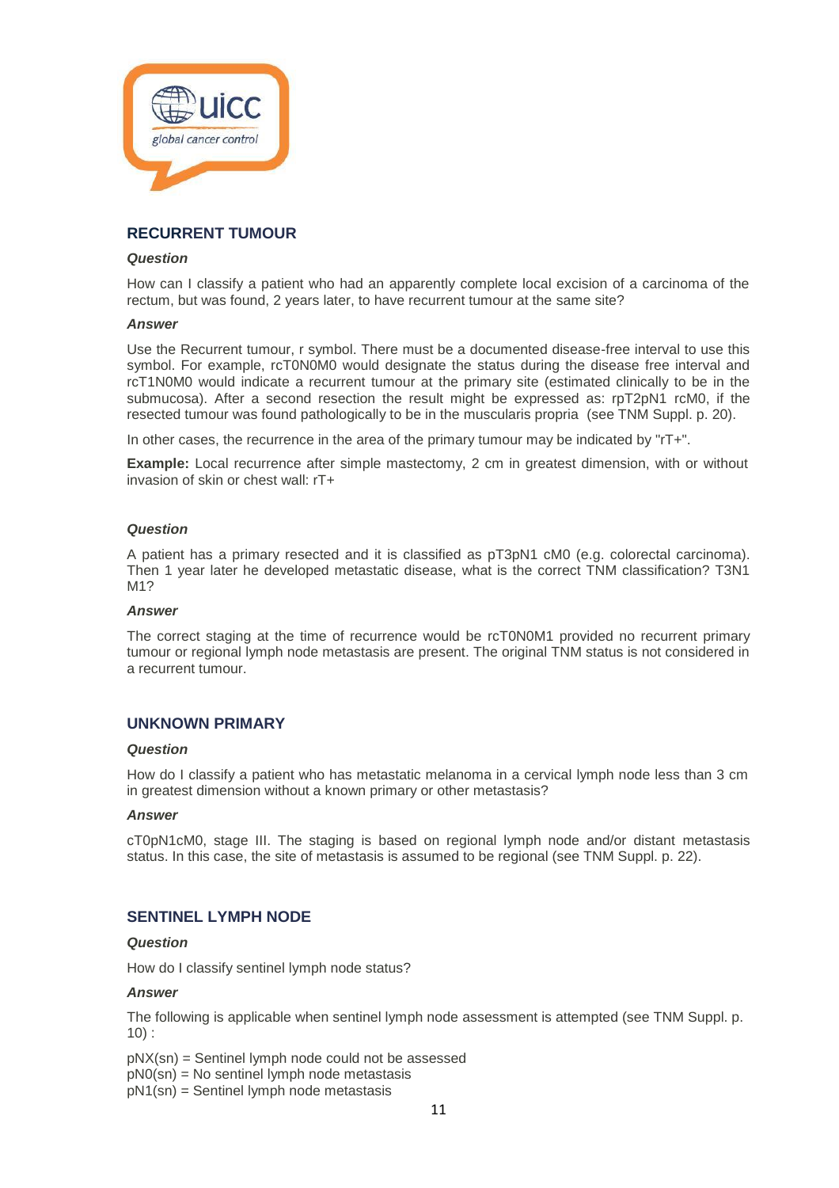## RECURRENT TUMOUR

***Question***

How can I classify a patient who had an apparently complete local excision of a carcinoma of the rectum, but was found, 2 years later, to have recurrent tumour at the same site?

***Answer***

Use the Recurrent tumour, r symbol. There must be a documented disease-free interval to use this symbol. For example, rcT0N0M0 would designate the status during the disease free interval and rcT1N0M0 would indicate a recurrent tumour at the primary site (estimated clinically to be in the submucosa). After a second resection the result might be expressed as: rpT2pN1 rcM0, if the resected tumour was found pathologically to be in the muscularis propria (see TNM Suppl. p. 20).

In other cases, the recurrence in the area of the primary tumour may be indicated by "rT+".

**Example:** Local recurrence after simple mastectomy, 2 cm in greatest dimension, with or without invasion of skin or chest wall: rT+

***Question***

A patient has a primary resected and it is classified as pT3pN1 cM0 (e.g. colorectal carcinoma). Then 1 year later he developed metastatic disease, what is the correct TNM classification? T3N1 M1?

***Answer***

The correct staging at the time of recurrence would be rcT0N0M1 provided no recurrent primary tumour or regional lymph node metastasis are present. The original TNM status is not considered in a recurrent tumour.

## UNKNOWN PRIMARY

***Question***

How do I classify a patient who has metastatic melanoma in a cervical lymph node less than 3 cm in greatest dimension without a known primary or other metastasis?

***Answer***

cT0pN1cM0, stage III. The staging is based on regional lymph node and/or distant metastasis status. In this case, the site of metastasis is assumed to be regional (see TNM Suppl. p. 22).

## SENTINEL LYMPH NODE

***Question***

How do I classify sentinel lymph node status?

***Answer***

The following is applicable when sentinel lymph node assessment is attempted (see TNM Suppl. p. 10) :

pNX(sn) = Sentinel lymph node could not be assessed
pN0(sn) = No sentinel lymph node metastasis
pN1(sn) = Sentinel lymph node metastasis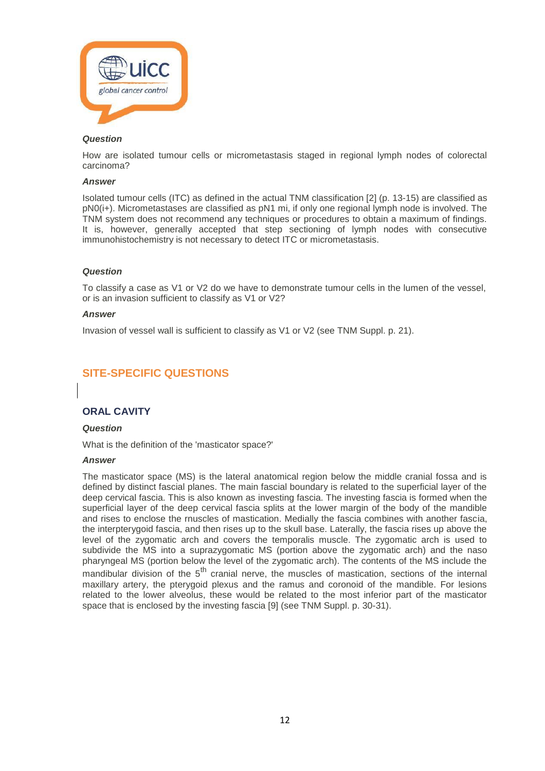***Question***

How are isolated tumour cells or micrometastasis staged in regional lymph nodes of colorectal carcinoma?

***Answer***

Isolated tumour cells (ITC) as defined in the actual TNM classification [2] (p. 13-15) are classified as pN0(i+). Micrometastases are classified as pN1 mi, if only one regional lymph node is involved. The TNM system does not recommend any techniques or procedures to obtain a maximum of findings. It is, however, generally accepted that step sectioning of lymph nodes with consecutive immunohistochemistry is not necessary to detect ITC or micrometastasis.

***Question***

To classify a case as V1 or V2 do we have to demonstrate tumour cells in the lumen of the vessel, or is an invasion sufficient to classify as V1 or V2?

***Answer***

Invasion of vessel wall is sufficient to classify as V1 or V2 (see TNM Suppl. p. 21).

## SITE-SPECIFIC QUESTIONS

### ORAL CAVITY

***Question***

What is the definition of the 'masticator space?'

***Answer***

The masticator space (MS) is the lateral anatomical region below the middle cranial fossa and is defined by distinct fascial planes. The main fascial boundary is related to the superficial layer of the deep cervical fascia. This is also known as investing fascia. The investing fascia is formed when the superficial layer of the deep cervical fascia splits at the lower margin of the body of the mandible and rises to enclose the rnuscles of mastication. Medially the fascia combines with another fascia, the interpterygoid fascia, and then rises up to the skull base. Laterally, the fascia rises up above the level of the zygomatic arch and covers the temporalis muscle. The zygomatic arch is used to subdivide the MS into a suprazygomatic MS (portion above the zygomatic arch) and the naso pharyngeal MS (portion below the level of the zygomatic arch). The contents of the MS include the mandibular division of the 5$^{th}$ cranial nerve, the muscles of mastication, sections of the internal maxillary artery, the pterygoid plexus and the ramus and coronoid of the mandible. For lesions related to the lower alveolus, these would be related to the most inferior part of the masticator space that is enclosed by the investing fascia [9] (see TNM Suppl. p. 30-31).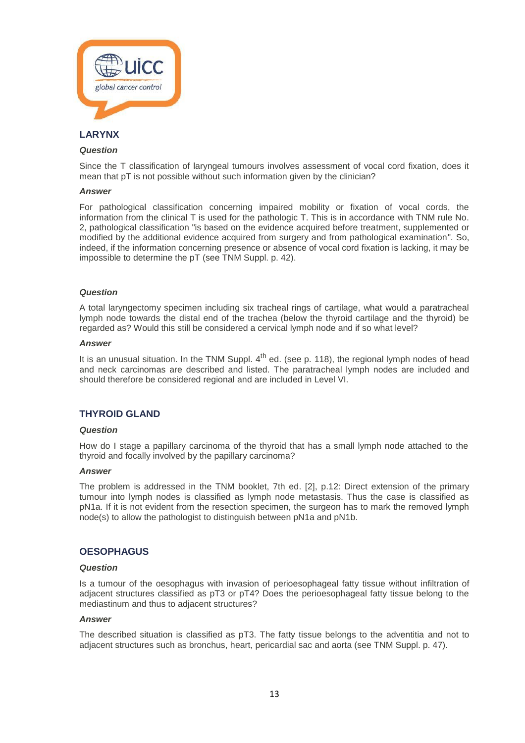## LARYNX

***Question***

Since the T classification of laryngeal tumours involves assessment of vocal cord fixation, does it mean that pT is not possible without such information given by the clinician?

***Answer***

For pathological classification concerning impaired mobility or fixation of vocal cords, the information from the clinical T is used for the pathologic T. This is in accordance with TNM rule No. 2, pathological classification "is based on the evidence acquired before treatment, supplemented or modified by the additional evidence acquired from surgery and from pathological examination". So, indeed, if the information concerning presence or absence of vocal cord fixation is lacking, it may be impossible to determine the pT (see TNM Suppl. p. 42).

***Question***

A total laryngectomy specimen including six tracheal rings of cartilage, what would a paratracheal lymph node towards the distal end of the trachea (below the thyroid cartilage and the thyroid) be regarded as? Would this still be considered a cervical lymph node and if so what level?

***Answer***

It is an unusual situation. In the TNM Suppl. 4th ed. (see p. 118), the regional lymph nodes of head and neck carcinomas are described and listed. The paratracheal lymph nodes are included and should therefore be considered regional and are included in Level VI.

## THYROID GLAND

***Question***

How do I stage a papillary carcinoma of the thyroid that has a small lymph node attached to the thyroid and focally involved by the papillary carcinoma?

***Answer***

The problem is addressed in the TNM booklet, 7th ed. [2], p.12: Direct extension of the primary tumour into lymph nodes is classified as lymph node metastasis. Thus the case is classified as pN1a. If it is not evident from the resection specimen, the surgeon has to mark the removed lymph node(s) to allow the pathologist to distinguish between pN1a and pN1b.

## OESOPHAGUS

***Question***

Is a tumour of the oesophagus with invasion of perioesophageal fatty tissue without infiltration of adjacent structures classified as pT3 or pT4? Does the perioesophageal fatty tissue belong to the mediastinum and thus to adjacent structures?

***Answer***

The described situation is classified as pT3. The fatty tissue belongs to the adventitia and not to adjacent structures such as bronchus, heart, pericardial sac and aorta (see TNM Suppl. p. 47).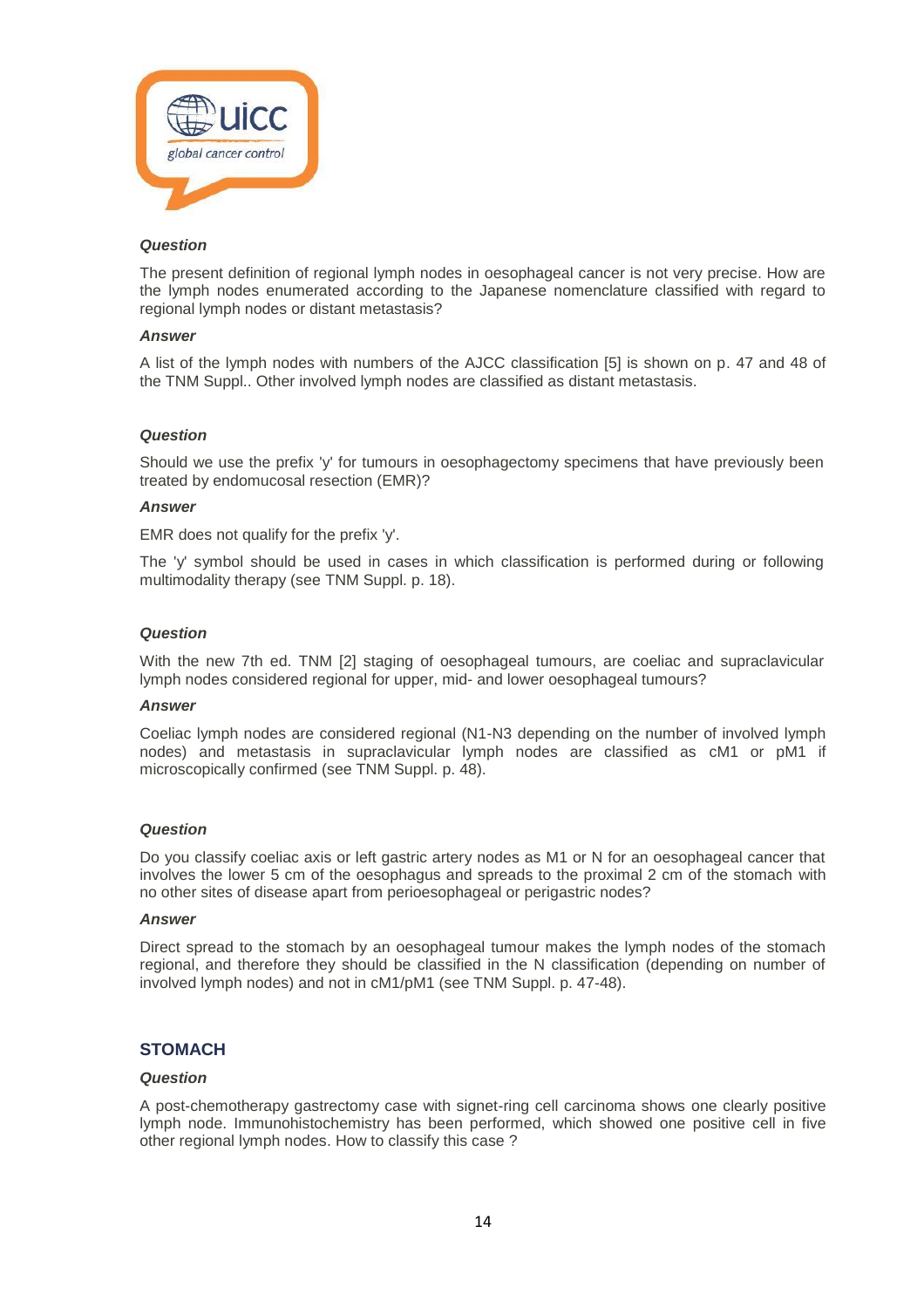***Question***

The present definition of regional lymph nodes in oesophageal cancer is not very precise. How are the lymph nodes enumerated according to the Japanese nomenclature classified with regard to regional lymph nodes or distant metastasis?

***Answer***

A list of the lymph nodes with numbers of the AJCC classification [5] is shown on p. 47 and 48 of the TNM Suppl.. Other involved lymph nodes are classified as distant metastasis.

***Question***

Should we use the prefix 'y' for tumours in oesophagectomy specimens that have previously been treated by endomucosal resection (EMR)?

***Answer***

EMR does not qualify for the prefix 'y'.

The 'y' symbol should be used in cases in which classification is performed during or following multimodality therapy (see TNM Suppl. p. 18).

***Question***

With the new 7th ed. TNM [2] staging of oesophageal tumours, are coeliac and supraclavicular lymph nodes considered regional for upper, mid- and lower oesophageal tumours?

***Answer***

Coeliac lymph nodes are considered regional (N1-N3 depending on the number of involved lymph nodes) and metastasis in supraclavicular lymph nodes are classified as cM1 or pM1 if microscopically confirmed (see TNM Suppl. p. 48).

***Question***

Do you classify coeliac axis or left gastric artery nodes as M1 or N for an oesophageal cancer that involves the lower 5 cm of the oesophagus and spreads to the proximal 2 cm of the stomach with no other sites of disease apart from perioesophageal or perigastric nodes?

***Answer***

Direct spread to the stomach by an oesophageal tumour makes the lymph nodes of the stomach regional, and therefore they should be classified in the N classification (depending on number of involved lymph nodes) and not in cM1/pM1 (see TNM Suppl. p. 47-48).

## STOMACH

***Question***

A post-chemotherapy gastrectomy case with signet-ring cell carcinoma shows one clearly positive lymph node. Immunohistochemistry has been performed, which showed one positive cell in five other regional lymph nodes. How to classify this case ?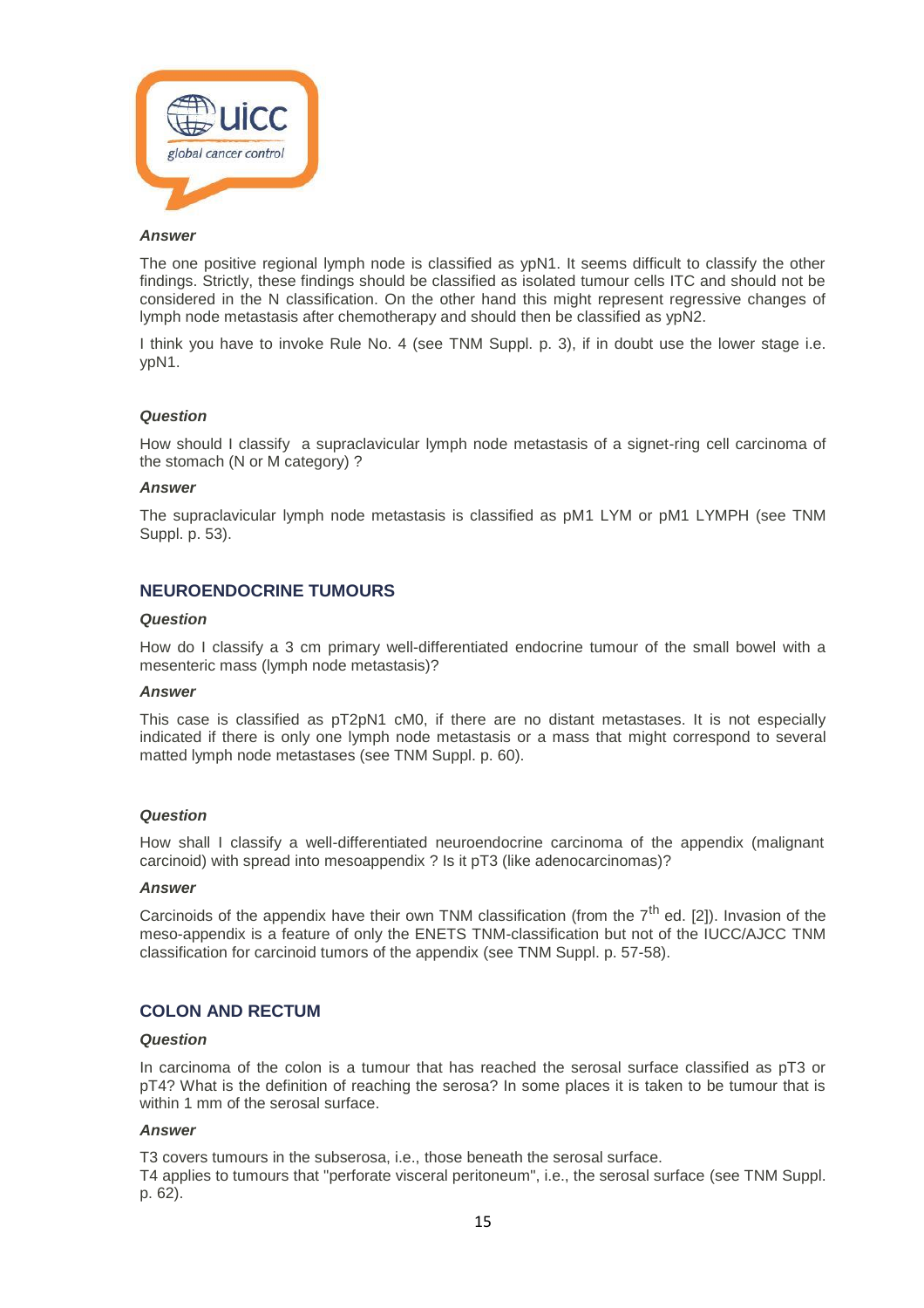***Answer***

The one positive regional lymph node is classified as ypN1. It seems difficult to classify the other findings. Strictly, these findings should be classified as isolated tumour cells ITC and should not be considered in the N classification. On the other hand this might represent regressive changes of lymph node metastasis after chemotherapy and should then be classified as ypN2.

I think you have to invoke Rule No. 4 (see TNM Suppl. p. 3), if in doubt use the lower stage i.e. ypN1.

***Question***

How should I classify a supraclavicular lymph node metastasis of a signet-ring cell carcinoma of the stomach (N or M category) ?

***Answer***

The supraclavicular lymph node metastasis is classified as pM1 LYM or pM1 LYMPH (see TNM Suppl. p. 53).

## NEUROENDOCRINE TUMOURS

***Question***

How do I classify a 3 cm primary well-differentiated endocrine tumour of the small bowel with a mesenteric mass (lymph node metastasis)?

***Answer***

This case is classified as pT2pN1 cM0, if there are no distant metastases. It is not especially indicated if there is only one lymph node metastasis or a mass that might correspond to several matted lymph node metastases (see TNM Suppl. p. 60).

***Question***

How shall I classify a well-differentiated neuroendocrine carcinoma of the appendix (malignant carcinoid) with spread into mesoappendix ? Is it pT3 (like adenocarcinomas)?

***Answer***

Carcinoids of the appendix have their own TNM classification (from the 7th ed. [2]). Invasion of the meso-appendix is a feature of only the ENETS TNM-classification but not of the IUCC/AJCC TNM classification for carcinoid tumors of the appendix (see TNM Suppl. p. 57-58).

## COLON AND RECTUM

***Question***

In carcinoma of the colon is a tumour that has reached the serosal surface classified as pT3 or pT4? What is the definition of reaching the serosa? In some places it is taken to be tumour that is within 1 mm of the serosal surface.

***Answer***

T3 covers tumours in the subserosa, i.e., those beneath the serosal surface.
T4 applies to tumours that "perforate visceral peritoneum", i.e., the serosal surface (see TNM Suppl. p. 62).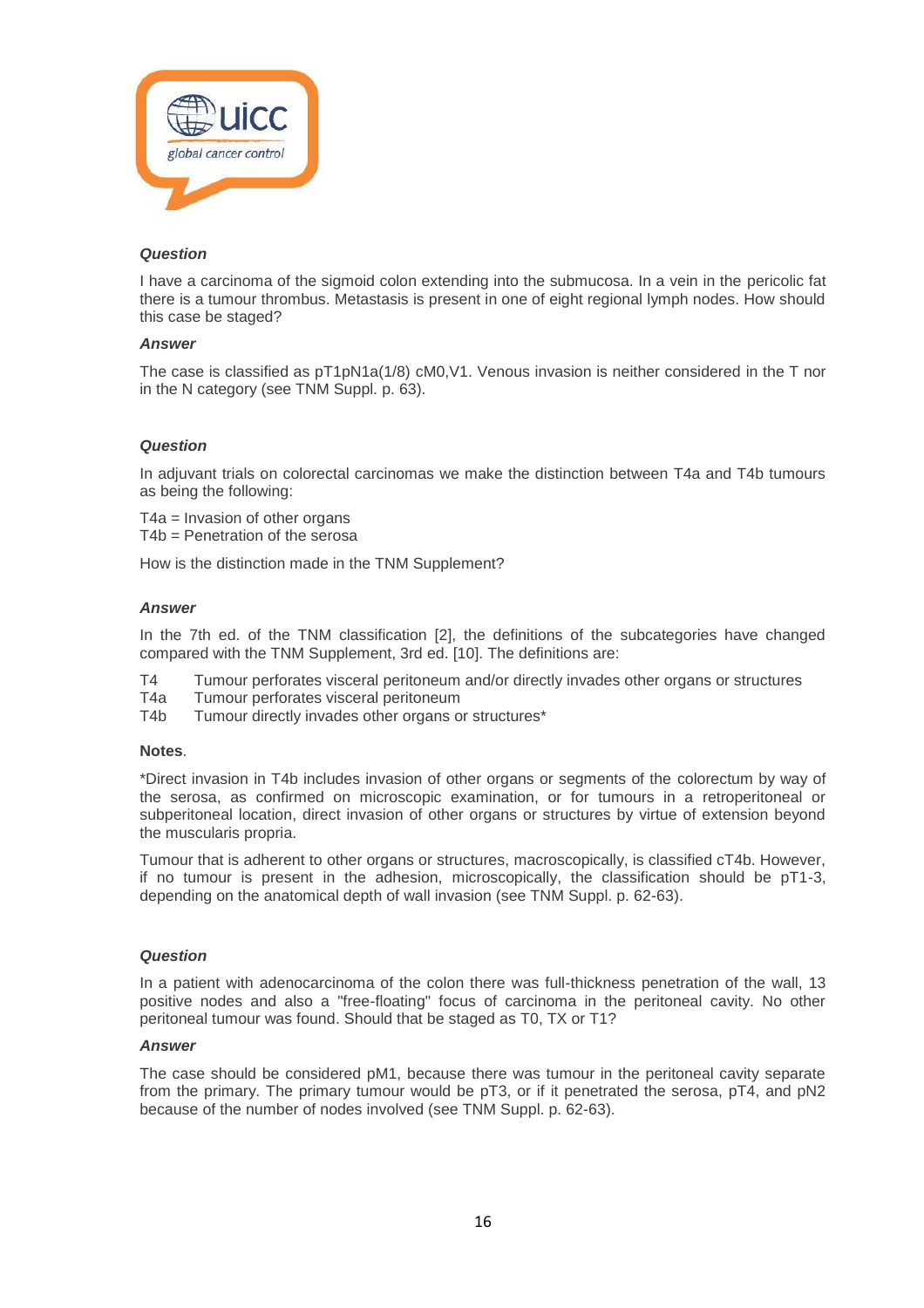***Question***

I have a carcinoma of the sigmoid colon extending into the submucosa. In a vein in the pericolic fat there is a tumour thrombus. Metastasis is present in one of eight regional lymph nodes. How should this case be staged?

***Answer***

The case is classified as pT1pN1a(1/8) cM0,V1. Venous invasion is neither considered in the T nor in the N category (see TNM Suppl. p. 63).

***Question***

In adjuvant trials on colorectal carcinomas we make the distinction between T4a and T4b tumours as being the following:

T4a = Invasion of other organs
T4b = Penetration of the serosa

How is the distinction made in the TNM Supplement?

***Answer***

In the 7th ed. of the TNM classification [2], the definitions of the subcategories have changed compared with the TNM Supplement, 3rd ed. [10]. The definitions are:

- T4 Tumour perforates visceral peritoneum and/or directly invades other organs or structures
- T4a Tumour perforates visceral peritoneum
- T4b Tumour directly invades other organs or structures*

**Notes**.

*Direct invasion in T4b includes invasion of other organs or segments of the colorectum by way of the serosa, as confirmed on microscopic examination, or for tumours in a retroperitoneal or subperitoneal location, direct invasion of other organs or structures by virtue of extension beyond the muscularis propria.

Tumour that is adherent to other organs or structures, macroscopically, is classified cT4b. However, if no tumour is present in the adhesion, microscopically, the classification should be pT1-3, depending on the anatomical depth of wall invasion (see TNM Suppl. p. 62-63).

***Question***

In a patient with adenocarcinoma of the colon there was full-thickness penetration of the wall, 13 positive nodes and also a "free-floating" focus of carcinoma in the peritoneal cavity. No other peritoneal tumour was found. Should that be staged as T0, TX or T1?

***Answer***

The case should be considered pM1, because there was tumour in the peritoneal cavity separate from the primary. The primary tumour would be pT3, or if it penetrated the serosa, pT4, and pN2 because of the number of nodes involved (see TNM Suppl. p. 62-63).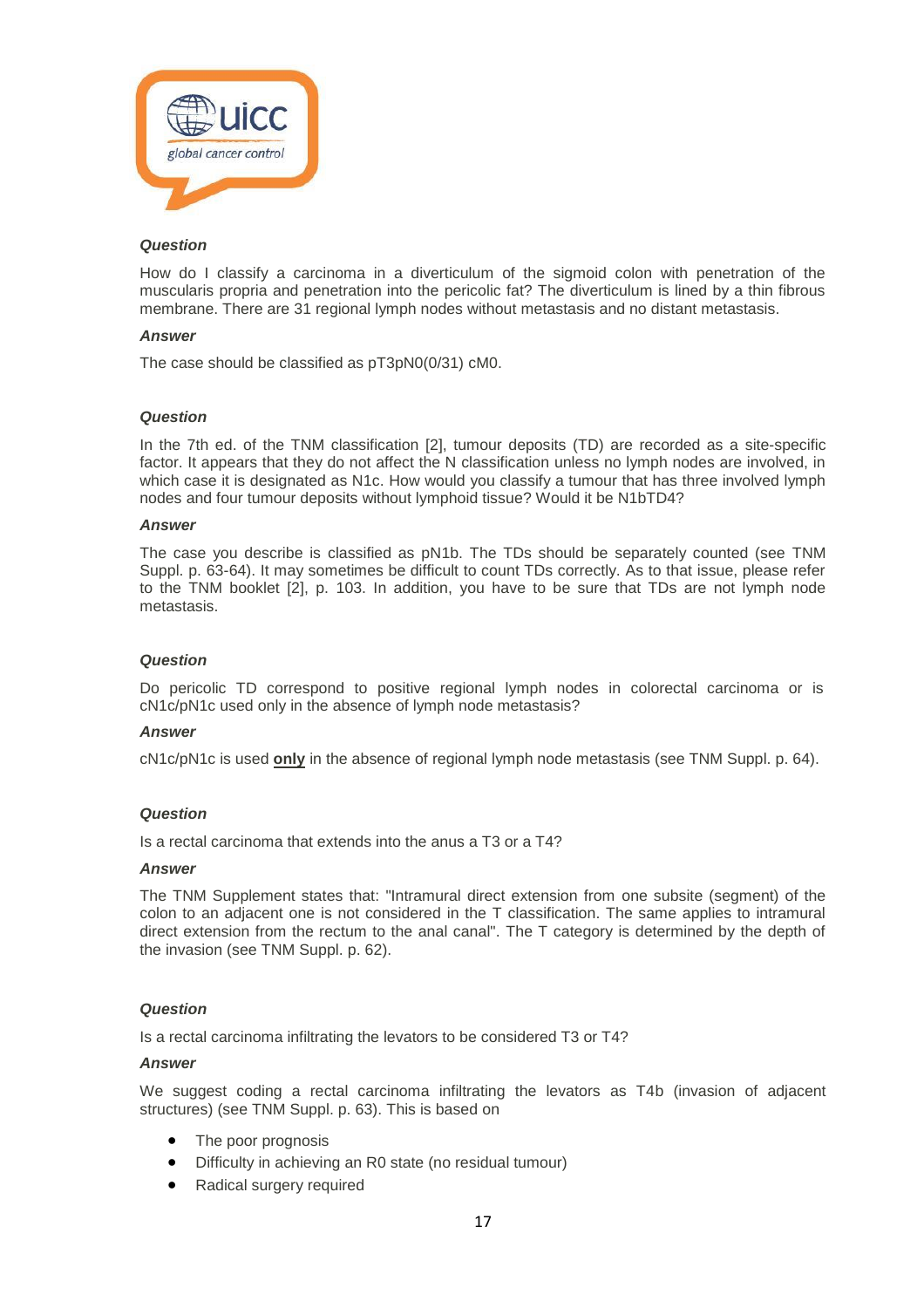***Question***

How do I classify a carcinoma in a diverticulum of the sigmoid colon with penetration of the muscularis propria and penetration into the pericolic fat? The diverticulum is lined by a thin fibrous membrane. There are 31 regional lymph nodes without metastasis and no distant metastasis.

***Answer***

The case should be classified as pT3pN0(0/31) cM0.

***Question***

In the 7th ed. of the TNM classification [2], tumour deposits (TD) are recorded as a site-specific factor. It appears that they do not affect the N classification unless no lymph nodes are involved, in which case it is designated as N1c. How would you classify a tumour that has three involved lymph nodes and four tumour deposits without lymphoid tissue? Would it be N1bTD4?

***Answer***

The case you describe is classified as pN1b. The TDs should be separately counted (see TNM Suppl. p. 63-64). It may sometimes be difficult to count TDs correctly. As to that issue, please refer to the TNM booklet [2], p. 103. In addition, you have to be sure that TDs are not lymph node metastasis.

***Question***

Do pericolic TD correspond to positive regional lymph nodes in colorectal carcinoma or is cN1c/pN1c used only in the absence of lymph node metastasis?

***Answer***

cN1c/pN1c is used **only** in the absence of regional lymph node metastasis (see TNM Suppl. p. 64).

***Question***

Is a rectal carcinoma that extends into the anus a T3 or a T4?

***Answer***

The TNM Supplement states that: "Intramural direct extension from one subsite (segment) of the colon to an adjacent one is not considered in the T classification. The same applies to intramural direct extension from the rectum to the anal canal". The T category is determined by the depth of the invasion (see TNM Suppl. p. 62).

***Question***

Is a rectal carcinoma infiltrating the levators to be considered T3 or T4?

***Answer***

We suggest coding a rectal carcinoma infiltrating the levators as T4b (invasion of adjacent structures) (see TNM Suppl. p. 63). This is based on

- The poor prognosis
- Difficulty in achieving an R0 state (no residual tumour)
- Radical surgery required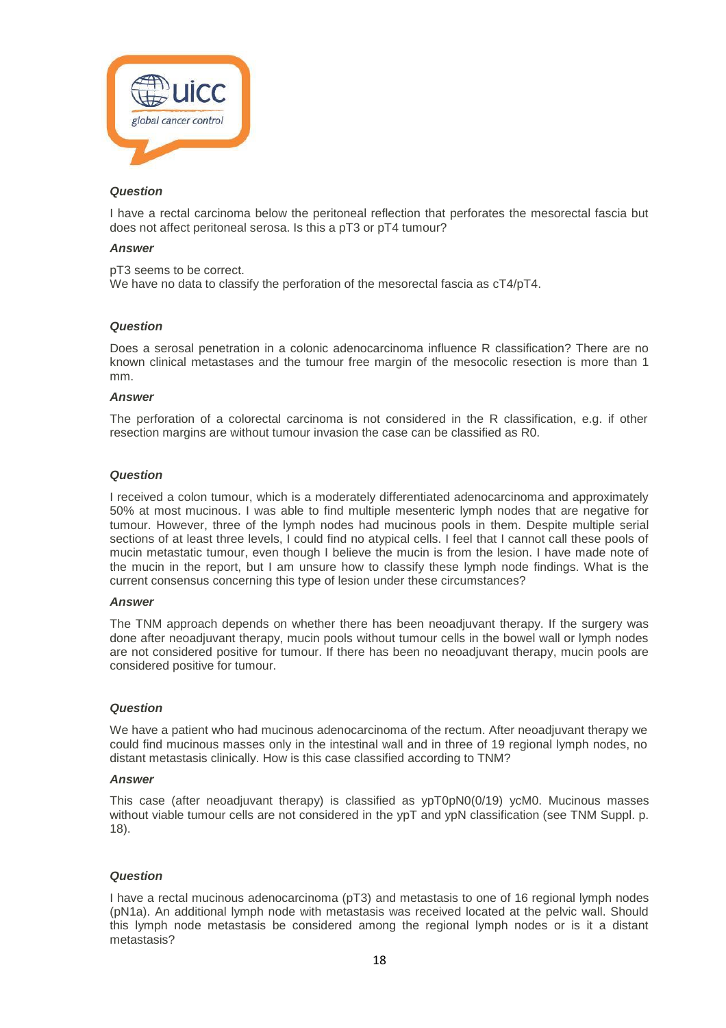***Question***

I have a rectal carcinoma below the peritoneal reflection that perforates the mesorectal fascia but does not affect peritoneal serosa. Is this a pT3 or pT4 tumour?

***Answer***

pT3 seems to be correct.
We have no data to classify the perforation of the mesorectal fascia as cT4/pT4.

***Question***

Does a serosal penetration in a colonic adenocarcinoma influence R classification? There are no known clinical metastases and the tumour free margin of the mesocolic resection is more than 1 mm.

***Answer***

The perforation of a colorectal carcinoma is not considered in the R classification, e.g. if other resection margins are without tumour invasion the case can be classified as R0.

***Question***

I received a colon tumour, which is a moderately differentiated adenocarcinoma and approximately 50% at most mucinous. I was able to find multiple mesenteric lymph nodes that are negative for tumour. However, three of the lymph nodes had mucinous pools in them. Despite multiple serial sections of at least three levels, I could find no atypical cells. I feel that I cannot call these pools of mucin metastatic tumour, even though I believe the mucin is from the lesion. I have made note of the mucin in the report, but I am unsure how to classify these lymph node findings. What is the current consensus concerning this type of lesion under these circumstances?

***Answer***

The TNM approach depends on whether there has been neoadjuvant therapy. If the surgery was done after neoadjuvant therapy, mucin pools without tumour cells in the bowel wall or lymph nodes are not considered positive for tumour. If there has been no neoadjuvant therapy, mucin pools are considered positive for tumour.

***Question***

We have a patient who had mucinous adenocarcinoma of the rectum. After neoadjuvant therapy we could find mucinous masses only in the intestinal wall and in three of 19 regional lymph nodes, no distant metastasis clinically. How is this case classified according to TNM?

***Answer***

This case (after neoadjuvant therapy) is classified as ypT0pN0(0/19) ycM0. Mucinous masses without viable tumour cells are not considered in the ypT and ypN classification (see TNM Suppl. p. 18).

***Question***

I have a rectal mucinous adenocarcinoma (pT3) and metastasis to one of 16 regional lymph nodes (pN1a). An additional lymph node with metastasis was received located at the pelvic wall. Should this lymph node metastasis be considered among the regional lymph nodes or is it a distant metastasis?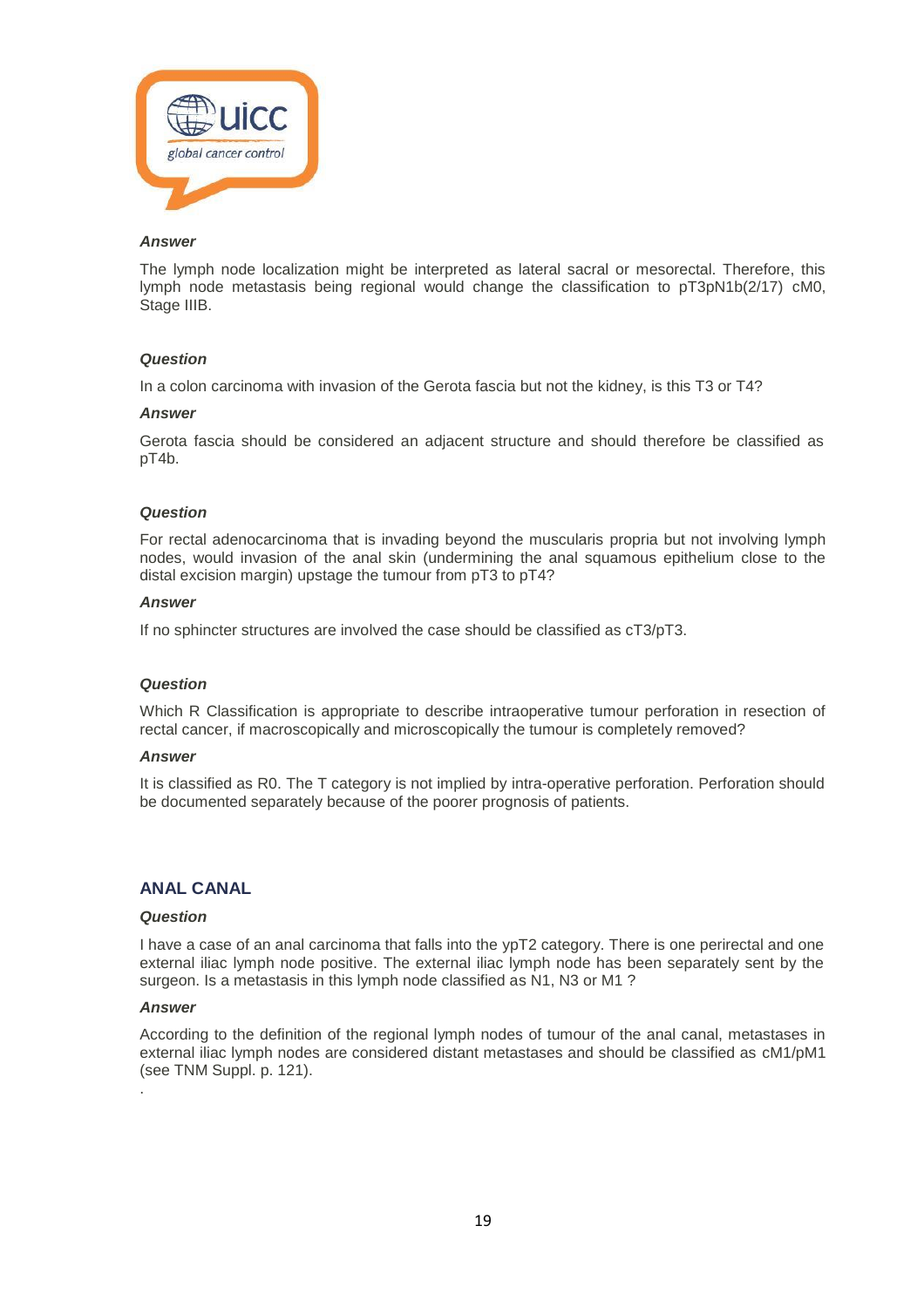***Answer***

The lymph node localization might be interpreted as lateral sacral or mesorectal. Therefore, this lymph node metastasis being regional would change the classification to pT3pN1b(2/17) cM0, Stage IIIB.

***Question***

In a colon carcinoma with invasion of the Gerota fascia but not the kidney, is this T3 or T4?

***Answer***

Gerota fascia should be considered an adjacent structure and should therefore be classified as pT4b.

***Question***

For rectal adenocarcinoma that is invading beyond the muscularis propria but not involving lymph nodes, would invasion of the anal skin (undermining the anal squamous epithelium close to the distal excision margin) upstage the tumour from pT3 to pT4?

***Answer***

If no sphincter structures are involved the case should be classified as cT3/pT3.

***Question***

Which R Classification is appropriate to describe intraoperative tumour perforation in resection of rectal cancer, if macroscopically and microscopically the tumour is completely removed?

***Answer***

It is classified as R0. The T category is not implied by intra-operative perforation. Perforation should be documented separately because of the poorer prognosis of patients.

## ANAL CANAL

***Question***

I have a case of an anal carcinoma that falls into the ypT2 category. There is one perirectal and one external iliac lymph node positive. The external iliac lymph node has been separately sent by the surgeon. Is a metastasis in this lymph node classified as N1, N3 or M1 ?

***Answer***

According to the definition of the regional lymph nodes of tumour of the anal canal, metastases in external iliac lymph nodes are considered distant metastases and should be classified as cM1/pM1 (see TNM Suppl. p. 121).

.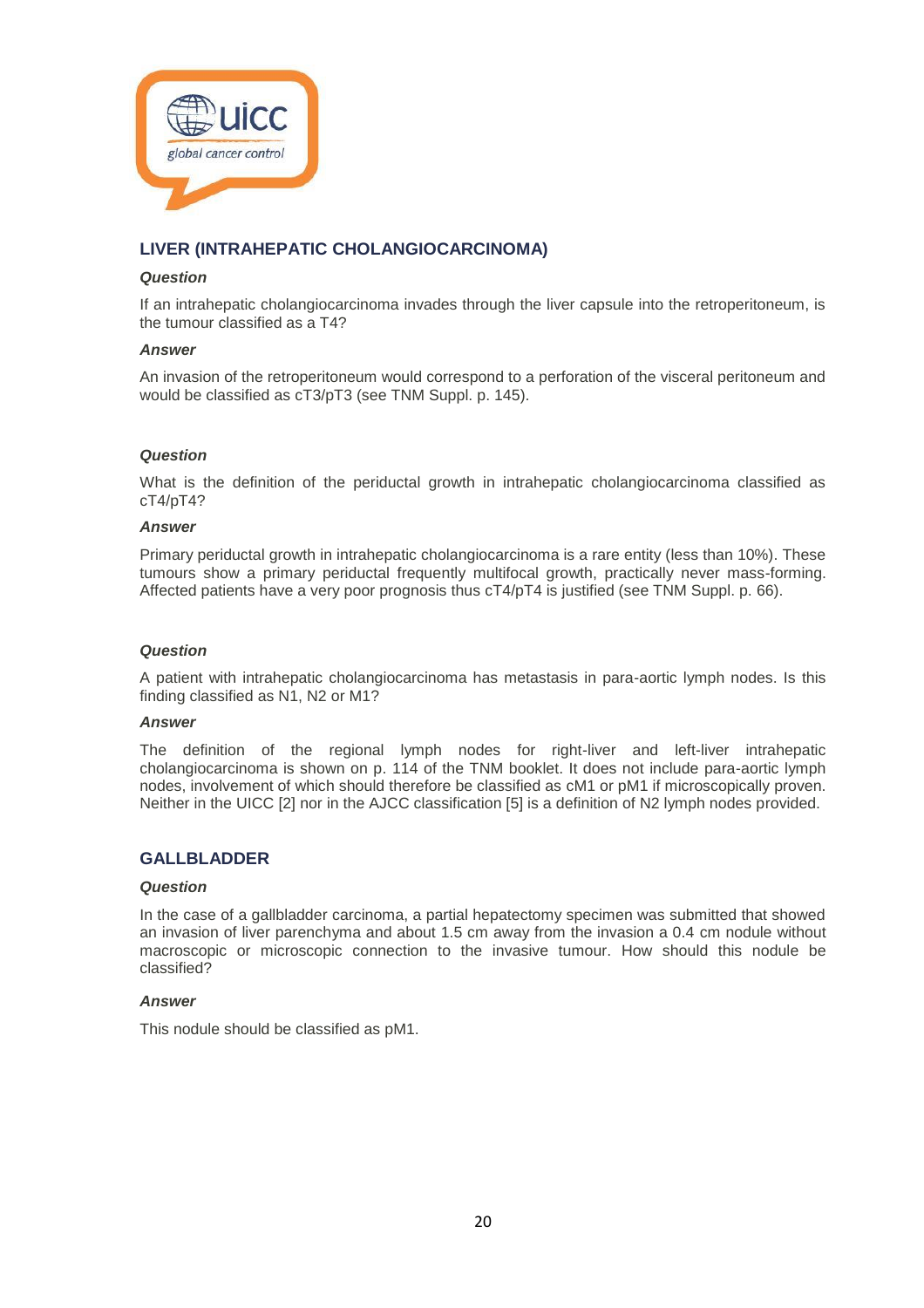## LIVER (INTRAHEPATIC CHOLANGIOCARCINOMA)

***Question***

If an intrahepatic cholangiocarcinoma invades through the liver capsule into the retroperitoneum, is the tumour classified as a T4?

***Answer***

An invasion of the retroperitoneum would correspond to a perforation of the visceral peritoneum and would be classified as cT3/pT3 (see TNM Suppl. p. 145).

***Question***

What is the definition of the periductal growth in intrahepatic cholangiocarcinoma classified as cT4/pT4?

***Answer***

Primary periductal growth in intrahepatic cholangiocarcinoma is a rare entity (less than 10%). These tumours show a primary periductal frequently multifocal growth, practically never mass-forming. Affected patients have a very poor prognosis thus cT4/pT4 is justified (see TNM Suppl. p. 66).

***Question***

A patient with intrahepatic cholangiocarcinoma has metastasis in para-aortic lymph nodes. Is this finding classified as N1, N2 or M1?

***Answer***

The definition of the regional lymph nodes for right-liver and left-liver intrahepatic cholangiocarcinoma is shown on p. 114 of the TNM booklet. It does not include para-aortic lymph nodes, involvement of which should therefore be classified as cM1 or pM1 if microscopically proven. Neither in the UICC [2] nor in the AJCC classification [5] is a definition of N2 lymph nodes provided.

## GALLBLADDER

***Question***

In the case of a gallbladder carcinoma, a partial hepatectomy specimen was submitted that showed an invasion of liver parenchyma and about 1.5 cm away from the invasion a 0.4 cm nodule without macroscopic or microscopic connection to the invasive tumour. How should this nodule be classified?

***Answer***

This nodule should be classified as pM1.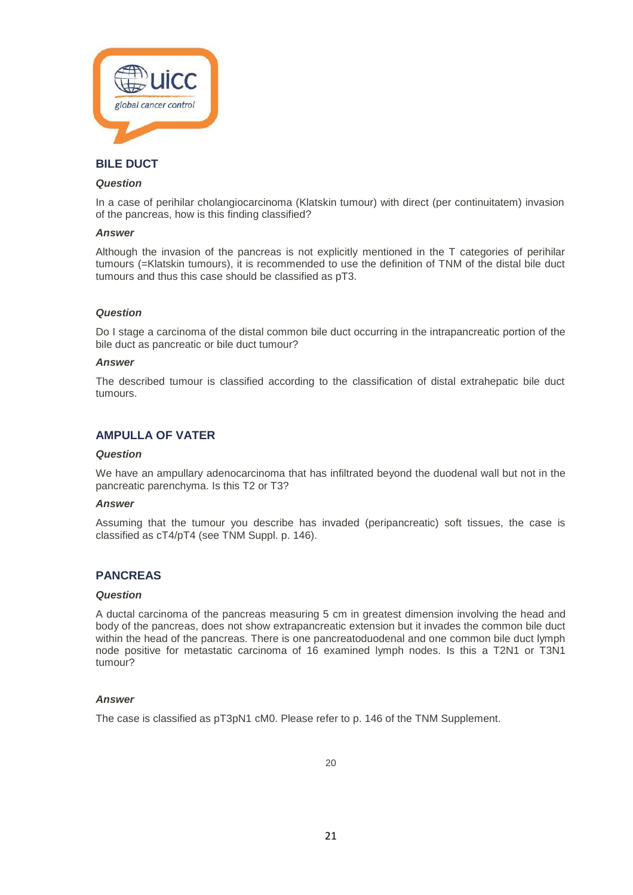## BILE DUCT

***Question***

In a case of perihilar cholangiocarcinoma (Klatskin tumour) with direct (per continuitatem) invasion of the pancreas, how is this finding classified?

***Answer***

Although the invasion of the pancreas is not explicitly mentioned in the T categories of perihilar tumours (=Klatskin tumours), it is recommended to use the definition of TNM of the distal bile duct tumours and thus this case should be classified as pT3.

***Question***

Do I stage a carcinoma of the distal common bile duct occurring in the intrapancreatic portion of the bile duct as pancreatic or bile duct tumour?

***Answer***

The described tumour is classified according to the classification of distal extrahepatic bile duct tumours.

## AMPULLA OF VATER

***Question***

We have an ampullary adenocarcinoma that has infiltrated beyond the duodenal wall but not in the pancreatic parenchyma. Is this T2 or T3?

***Answer***

Assuming that the tumour you describe has invaded (peripancreatic) soft tissues, the case is classified as cT4/pT4 (see TNM Suppl. p. 146).

## PANCREAS

***Question***

A ductal carcinoma of the pancreas measuring 5 cm in greatest dimension involving the head and body of the pancreas, does not show extrapancreatic extension but it invades the common bile duct within the head of the pancreas. There is one pancreatoduodenal and one common bile duct lymph node positive for metastatic carcinoma of 16 examined lymph nodes. Is this a T2N1 or T3N1 tumour?

***Answer***

The case is classified as pT3pN1 cM0. Please refer to p. 146 of the TNM Supplement.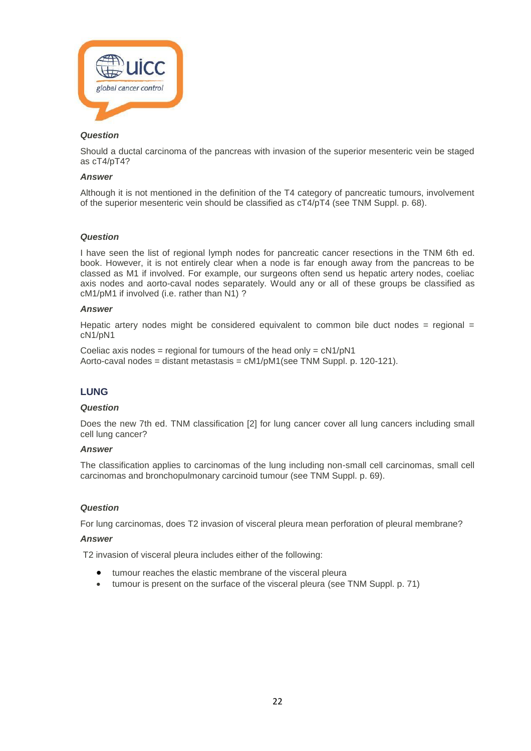***Question***

Should a ductal carcinoma of the pancreas with invasion of the superior mesenteric vein be staged as cT4/pT4?

***Answer***

Although it is not mentioned in the definition of the T4 category of pancreatic tumours, involvement of the superior mesenteric vein should be classified as cT4/pT4 (see TNM Suppl. p. 68).

***Question***

I have seen the list of regional lymph nodes for pancreatic cancer resections in the TNM 6th ed. book. However, it is not entirely clear when a node is far enough away from the pancreas to be classed as M1 if involved. For example, our surgeons often send us hepatic artery nodes, coeliac axis nodes and aorto-caval nodes separately. Would any or all of these groups be classified as cM1/pM1 if involved (i.e. rather than N1) ?

***Answer***

Hepatic artery nodes might be considered equivalent to common bile duct nodes = regional = cN1/pN1

Coeliac axis nodes = regional for tumours of the head only = cN1/pN1
Aorto-caval nodes = distant metastasis = cM1/pM1(see TNM Suppl. p. 120-121).

## LUNG

***Question***

Does the new 7th ed. TNM classification [2] for lung cancer cover all lung cancers including small cell lung cancer?

***Answer***

The classification applies to carcinomas of the lung including non-small cell carcinomas, small cell carcinomas and bronchopulmonary carcinoid tumour (see TNM Suppl. p. 69).

***Question***

For lung carcinomas, does T2 invasion of visceral pleura mean perforation of pleural membrane?

***Answer***

T2 invasion of visceral pleura includes either of the following:

- tumour reaches the elastic membrane of the visceral pleura
- tumour is present on the surface of the visceral pleura (see TNM Suppl. p. 71)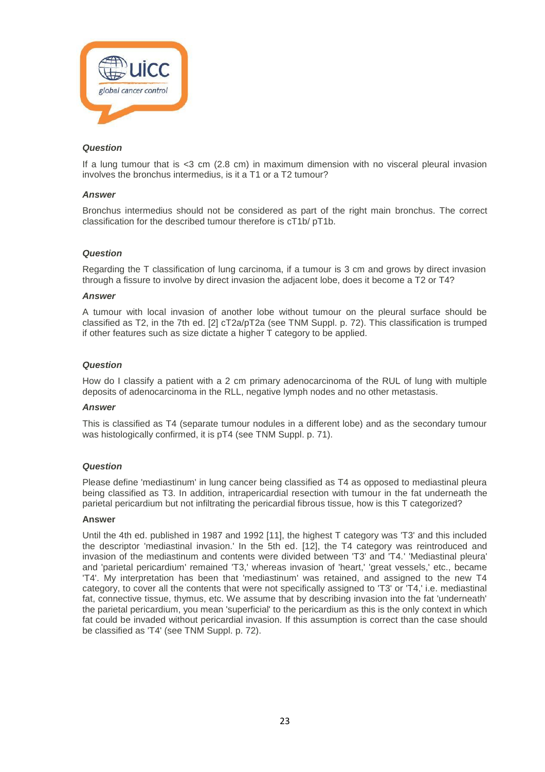***Question***

If a lung tumour that is <3 cm (2.8 cm) in maximum dimension with no visceral pleural invasion involves the bronchus intermedius, is it a T1 or a T2 tumour?

***Answer***

Bronchus intermedius should not be considered as part of the right main bronchus. The correct classification for the described tumour therefore is cT1b/ pT1b.

***Question***

Regarding the T classification of lung carcinoma, if a tumour is 3 cm and grows by direct invasion through a fissure to involve by direct invasion the adjacent lobe, does it become a T2 or T4?

***Answer***

A tumour with local invasion of another lobe without tumour on the pleural surface should be classified as T2, in the 7th ed. [2] cT2a/pT2a (see TNM Suppl. p. 72). This classification is trumped if other features such as size dictate a higher T category to be applied.

***Question***

How do I classify a patient with a 2 cm primary adenocarcinoma of the RUL of lung with multiple deposits of adenocarcinoma in the RLL, negative lymph nodes and no other metastasis.

***Answer***

This is classified as T4 (separate tumour nodules in a different lobe) and as the secondary tumour was histologically confirmed, it is pT4 (see TNM Suppl. p. 71).

***Question***

Please define 'mediastinum' in lung cancer being classified as T4 as opposed to mediastinal pleura being classified as T3. In addition, intrapericardial resection with tumour in the fat underneath the parietal pericardium but not infiltrating the pericardial fibrous tissue, how is this T categorized?

**Answer**

Until the 4th ed. published in 1987 and 1992 [11], the highest T category was 'T3' and this included the descriptor 'mediastinal invasion.' In the 5th ed. [12], the T4 category was reintroduced and invasion of the mediastinum and contents were divided between 'T3' and 'T4.' 'Mediastinal pleura' and 'parietal pericardium' remained 'T3,' whereas invasion of 'heart,' 'great vessels,' etc., became 'T4'. My interpretation has been that 'mediastinum' was retained, and assigned to the new T4 category, to cover all the contents that were not specifically assigned to 'T3' or 'T4,' i.e. mediastinal fat, connective tissue, thymus, etc. We assume that by describing invasion into the fat 'underneath' the parietal pericardium, you mean 'superficial' to the pericardium as this is the only context in which fat could be invaded without pericardial invasion. If this assumption is correct than the case should be classified as 'T4' (see TNM Suppl. p. 72).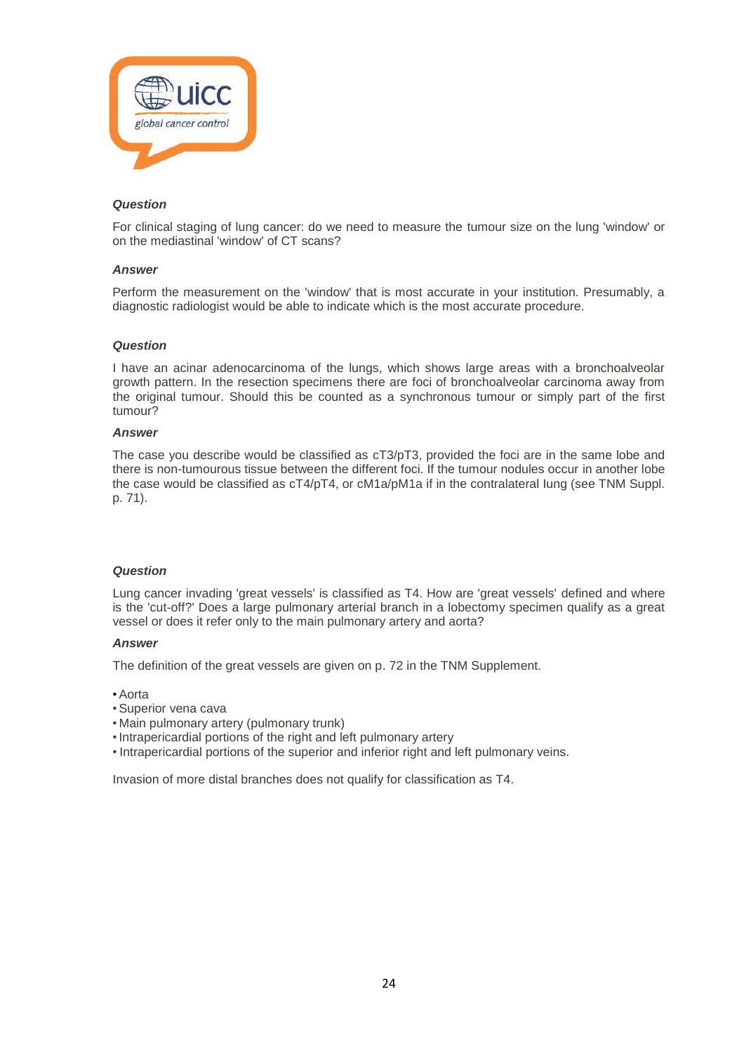***Question***

For clinical staging of lung cancer: do we need to measure the tumour size on the lung 'window' or on the mediastinal 'window' of CT scans?

***Answer***

Perform the measurement on the 'window' that is most accurate in your institution. Presumably, a diagnostic radiologist would be able to indicate which is the most accurate procedure.

***Question***

I have an acinar adenocarcinoma of the lungs, which shows large areas with a bronchoalveolar growth pattern. In the resection specimens there are foci of bronchoalveolar carcinoma away from the original tumour. Should this be counted as a synchronous tumour or simply part of the first tumour?

***Answer***

The case you describe would be classified as cT3/pT3, provided the foci are in the same lobe and there is non-tumourous tissue between the different foci. If the tumour nodules occur in another lobe the case would be classified as cT4/pT4, or cM1a/pM1a if in the contralateral lung (see TNM Suppl. p. 71).

***Question***

Lung cancer invading 'great vessels' is classified as T4. How are 'great vessels' defined and where is the 'cut-off?' Does a large pulmonary arterial branch in a lobectomy specimen qualify as a great vessel or does it refer only to the main pulmonary artery and aorta?

***Answer***

The definition of the great vessels are given on p. 72 in the TNM Supplement.

- Aorta
- Superior vena cava
- Main pulmonary artery (pulmonary trunk)
- Intrapericardial portions of the right and left pulmonary artery
- Intrapericardial portions of the superior and inferior right and left pulmonary veins.

Invasion of more distal branches does not qualify for classification as T4.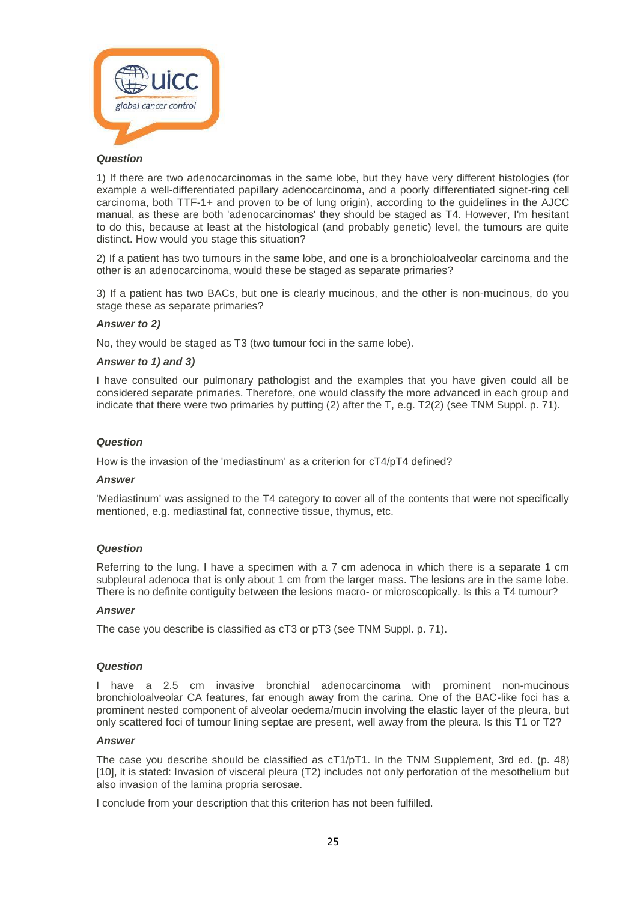***Question***

1) If there are two adenocarcinomas in the same lobe, but they have very different histologies (for example a well-differentiated papillary adenocarcinoma, and a poorly differentiated signet-ring cell carcinoma, both TTF-1+ and proven to be of lung origin), according to the guidelines in the AJCC manual, as these are both 'adenocarcinomas' they should be staged as T4. However, I'm hesitant to do this, because at least at the histological (and probably genetic) level, the tumours are quite distinct. How would you stage this situation?

2) If a patient has two tumours in the same lobe, and one is a bronchioloalveolar carcinoma and the other is an adenocarcinoma, would these be staged as separate primaries?

3) If a patient has two BACs, but one is clearly mucinous, and the other is non-mucinous, do you stage these as separate primaries?

***Answer to 2)***

No, they would be staged as T3 (two tumour foci in the same lobe).

***Answer to 1) and 3)***

I have consulted our pulmonary pathologist and the examples that you have given could all be considered separate primaries. Therefore, one would classify the more advanced in each group and indicate that there were two primaries by putting (2) after the T, e.g. T2(2) (see TNM Suppl. p. 71).

***Question***

How is the invasion of the 'mediastinum' as a criterion for cT4/pT4 defined?

***Answer***

'Mediastinum' was assigned to the T4 category to cover all of the contents that were not specifically mentioned, e.g. mediastinal fat, connective tissue, thymus, etc.

***Question***

Referring to the lung, I have a specimen with a 7 cm adenoca in which there is a separate 1 cm subpleural adenoca that is only about 1 cm from the larger mass. The lesions are in the same lobe. There is no definite contiguity between the lesions macro- or microscopically. Is this a T4 tumour?

***Answer***

The case you describe is classified as cT3 or pT3 (see TNM Suppl. p. 71).

***Question***

I have a 2.5 cm invasive bronchial adenocarcinoma with prominent non-mucinous bronchioloalveolar CA features, far enough away from the carina. One of the BAC-like foci has a prominent nested component of alveolar oedema/mucin involving the elastic layer of the pleura, but only scattered foci of tumour lining septae are present, well away from the pleura. Is this T1 or T2?

***Answer***

The case you describe should be classified as cT1/pT1. In the TNM Supplement, 3rd ed. (p. 48) [10], it is stated: Invasion of visceral pleura (T2) includes not only perforation of the mesothelium but also invasion of the lamina propria serosae.

I conclude from your description that this criterion has not been fulfilled.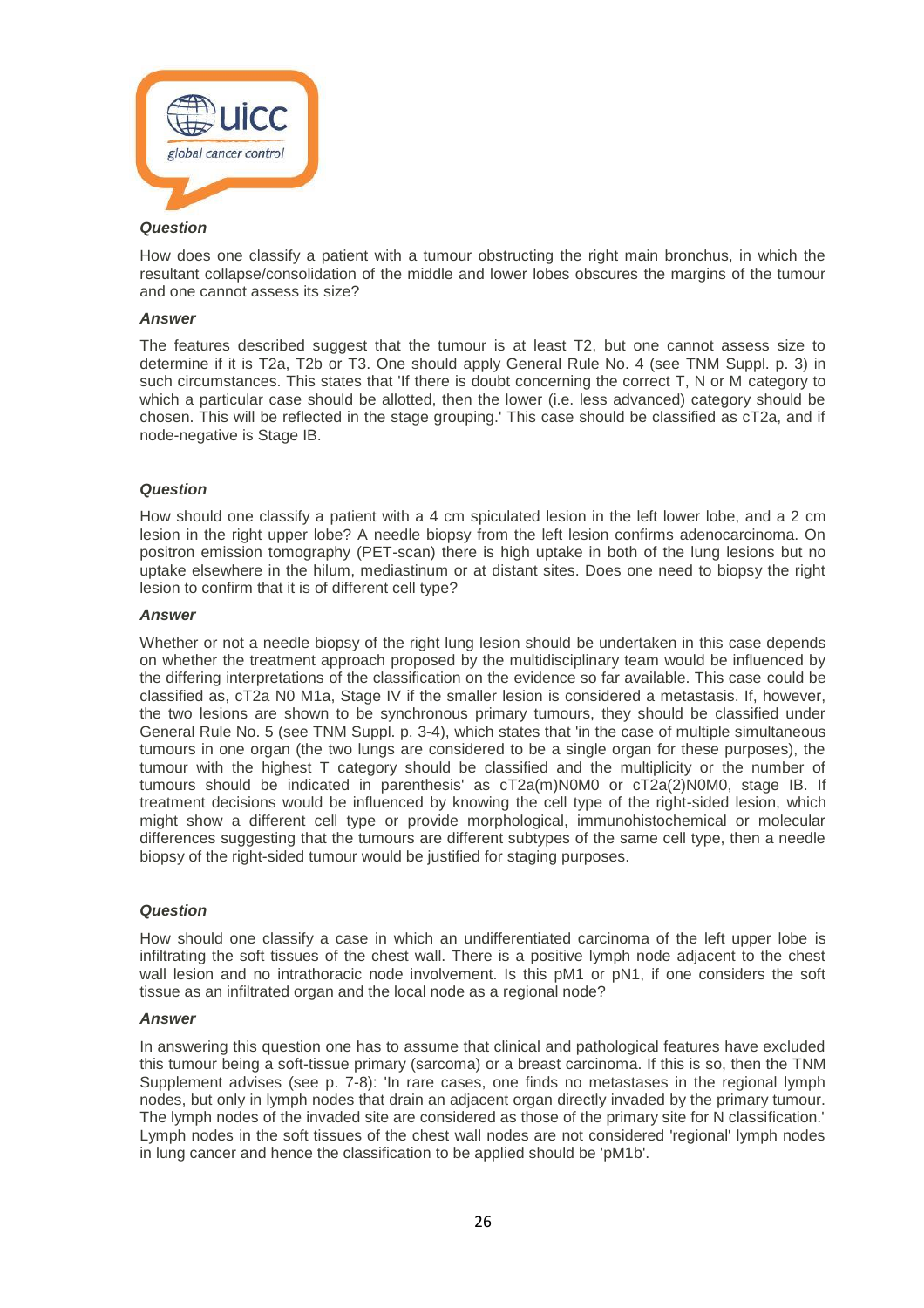***Question***

How does one classify a patient with a tumour obstructing the right main bronchus, in which the resultant collapse/consolidation of the middle and lower lobes obscures the margins of the tumour and one cannot assess its size?

***Answer***

The features described suggest that the tumour is at least T2, but one cannot assess size to determine if it is T2a, T2b or T3. One should apply General Rule No. 4 (see TNM Suppl. p. 3) in such circumstances. This states that 'If there is doubt concerning the correct T, N or M category to which a particular case should be allotted, then the lower (i.e. less advanced) category should be chosen. This will be reflected in the stage grouping.' This case should be classified as cT2a, and if node-negative is Stage IB.

***Question***

How should one classify a patient with a 4 cm spiculated lesion in the left lower lobe, and a 2 cm lesion in the right upper lobe? A needle biopsy from the left lesion confirms adenocarcinoma. On positron emission tomography (PET-scan) there is high uptake in both of the lung lesions but no uptake elsewhere in the hilum, mediastinum or at distant sites. Does one need to biopsy the right lesion to confirm that it is of different cell type?

***Answer***

Whether or not a needle biopsy of the right lung lesion should be undertaken in this case depends on whether the treatment approach proposed by the multidisciplinary team would be influenced by the differing interpretations of the classification on the evidence so far available. This case could be classified as, cT2a N0 M1a, Stage IV if the smaller lesion is considered a metastasis. If, however, the two lesions are shown to be synchronous primary tumours, they should be classified under General Rule No. 5 (see TNM Suppl. p. 3-4), which states that 'in the case of multiple simultaneous tumours in one organ (the two lungs are considered to be a single organ for these purposes), the tumour with the highest T category should be classified and the multiplicity or the number of tumours should be indicated in parenthesis' as cT2a(m)N0M0 or cT2a(2)N0M0, stage IB. If treatment decisions would be influenced by knowing the cell type of the right-sided lesion, which might show a different cell type or provide morphological, immunohistochemical or molecular differences suggesting that the tumours are different subtypes of the same cell type, then a needle biopsy of the right-sided tumour would be justified for staging purposes.

***Question***

How should one classify a case in which an undifferentiated carcinoma of the left upper lobe is infiltrating the soft tissues of the chest wall. There is a positive lymph node adjacent to the chest wall lesion and no intrathoracic node involvement. Is this pM1 or pN1, if one considers the soft tissue as an infiltrated organ and the local node as a regional node?

***Answer***

In answering this question one has to assume that clinical and pathological features have excluded this tumour being a soft-tissue primary (sarcoma) or a breast carcinoma. If this is so, then the TNM Supplement advises (see p. 7-8): 'In rare cases, one finds no metastases in the regional lymph nodes, but only in lymph nodes that drain an adjacent organ directly invaded by the primary tumour. The lymph nodes of the invaded site are considered as those of the primary site for N classification.' Lymph nodes in the soft tissues of the chest wall nodes are not considered 'regional' lymph nodes in lung cancer and hence the classification to be applied should be 'pM1b'.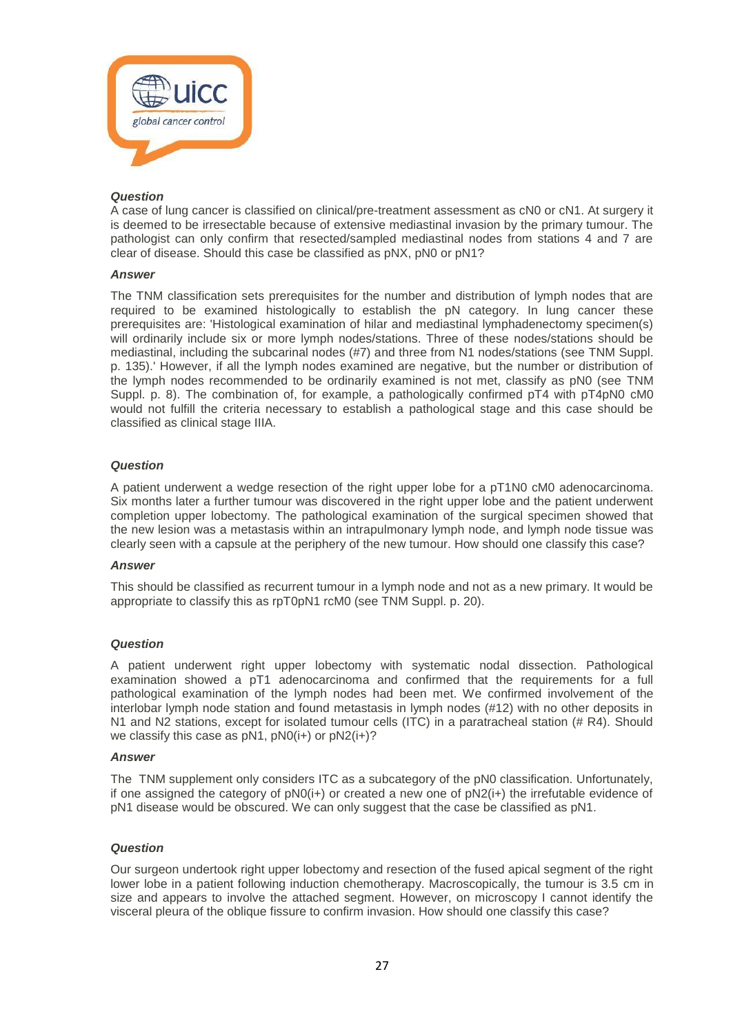***Question***

A case of lung cancer is classified on clinical/pre-treatment assessment as cN0 or cN1. At surgery it is deemed to be irresectable because of extensive mediastinal invasion by the primary tumour. The pathologist can only confirm that resected/sampled mediastinal nodes from stations 4 and 7 are clear of disease. Should this case be classified as pNX, pN0 or pN1?

***Answer***

The TNM classification sets prerequisites for the number and distribution of lymph nodes that are required to be examined histologically to establish the pN category. In lung cancer these prerequisites are: 'Histological examination of hilar and mediastinal lymphadenectomy specimen(s) will ordinarily include six or more lymph nodes/stations. Three of these nodes/stations should be mediastinal, including the subcarinal nodes (#7) and three from N1 nodes/stations (see TNM Suppl. p. 135).' However, if all the lymph nodes examined are negative, but the number or distribution of the lymph nodes recommended to be ordinarily examined is not met, classify as pN0 (see TNM Suppl. p. 8). The combination of, for example, a pathologically confirmed pT4 with pT4pN0 cM0 would not fulfill the criteria necessary to establish a pathological stage and this case should be classified as clinical stage IIIA.

***Question***

A patient underwent a wedge resection of the right upper lobe for a pT1N0 cM0 adenocarcinoma. Six months later a further tumour was discovered in the right upper lobe and the patient underwent completion upper lobectomy. The pathological examination of the surgical specimen showed that the new lesion was a metastasis within an intrapulmonary lymph node, and lymph node tissue was clearly seen with a capsule at the periphery of the new tumour. How should one classify this case?

***Answer***

This should be classified as recurrent tumour in a lymph node and not as a new primary. It would be appropriate to classify this as rpT0pN1 rcM0 (see TNM Suppl. p. 20).

***Question***

A patient underwent right upper lobectomy with systematic nodal dissection. Pathological examination showed a pT1 adenocarcinoma and confirmed that the requirements for a full pathological examination of the lymph nodes had been met. We confirmed involvement of the interlobar lymph node station and found metastasis in lymph nodes (#12) with no other deposits in N1 and N2 stations, except for isolated tumour cells (ITC) in a paratracheal station (# R4). Should we classify this case as pN1, pN0(i+) or pN2(i+)?

***Answer***

The TNM supplement only considers ITC as a subcategory of the pN0 classification. Unfortunately, if one assigned the category of pN0(i+) or created a new one of pN2(i+) the irrefutable evidence of pN1 disease would be obscured. We can only suggest that the case be classified as pN1.

***Question***

Our surgeon undertook right upper lobectomy and resection of the fused apical segment of the right lower lobe in a patient following induction chemotherapy. Macroscopically, the tumour is 3.5 cm in size and appears to involve the attached segment. However, on microscopy I cannot identify the visceral pleura of the oblique fissure to confirm invasion. How should one classify this case?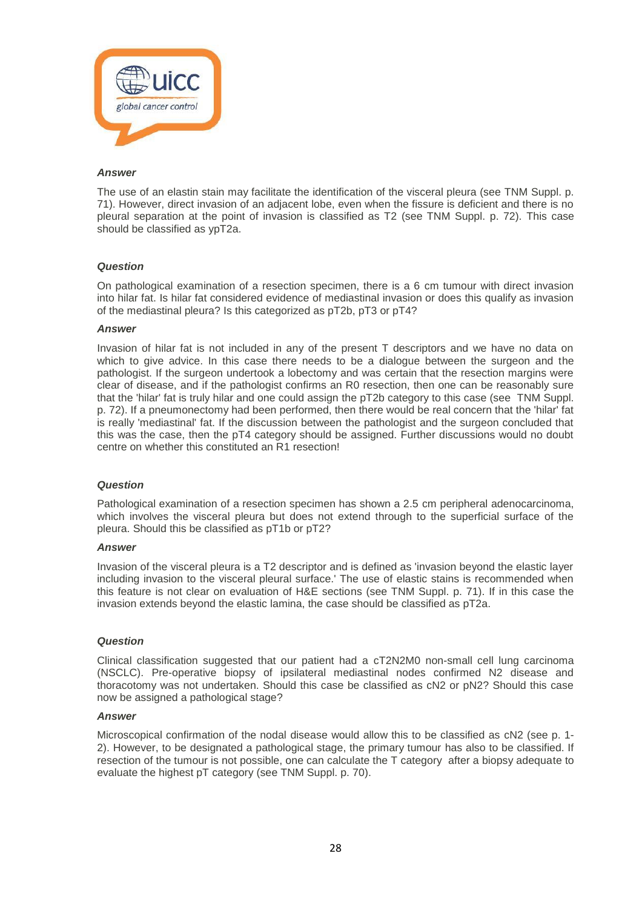***Answer***

The use of an elastin stain may facilitate the identification of the visceral pleura (see TNM Suppl. p. 71). However, direct invasion of an adjacent lobe, even when the fissure is deficient and there is no pleural separation at the point of invasion is classified as T2 (see TNM Suppl. p. 72). This case should be classified as ypT2a.

***Question***

On pathological examination of a resection specimen, there is a 6 cm tumour with direct invasion into hilar fat. Is hilar fat considered evidence of mediastinal invasion or does this qualify as invasion of the mediastinal pleura? Is this categorized as pT2b, pT3 or pT4?

***Answer***

Invasion of hilar fat is not included in any of the present T descriptors and we have no data on which to give advice. In this case there needs to be a dialogue between the surgeon and the pathologist. If the surgeon undertook a lobectomy and was certain that the resection margins were clear of disease, and if the pathologist confirms an R0 resection, then one can be reasonably sure that the 'hilar' fat is truly hilar and one could assign the pT2b category to this case (see TNM Suppl. p. 72). If a pneumonectomy had been performed, then there would be real concern that the 'hilar' fat is really 'mediastinal' fat. If the discussion between the pathologist and the surgeon concluded that this was the case, then the pT4 category should be assigned. Further discussions would no doubt centre on whether this constituted an R1 resection!

***Question***

Pathological examination of a resection specimen has shown a 2.5 cm peripheral adenocarcinoma, which involves the visceral pleura but does not extend through to the superficial surface of the pleura. Should this be classified as pT1b or pT2?

***Answer***

Invasion of the visceral pleura is a T2 descriptor and is defined as 'invasion beyond the elastic layer including invasion to the visceral pleural surface.' The use of elastic stains is recommended when this feature is not clear on evaluation of H&E sections (see TNM Suppl. p. 71). If in this case the invasion extends beyond the elastic lamina, the case should be classified as pT2a.

***Question***

Clinical classification suggested that our patient had a cT2N2M0 non-small cell lung carcinoma (NSCLC). Pre-operative biopsy of ipsilateral mediastinal nodes confirmed N2 disease and thoracotomy was not undertaken. Should this case be classified as cN2 or pN2? Should this case now be assigned a pathological stage?

***Answer***

Microscopical confirmation of the nodal disease would allow this to be classified as cN2 (see p. 1-2). However, to be designated a pathological stage, the primary tumour has also to be classified. If resection of the tumour is not possible, one can calculate the T category after a biopsy adequate to evaluate the highest pT category (see TNM Suppl. p. 70).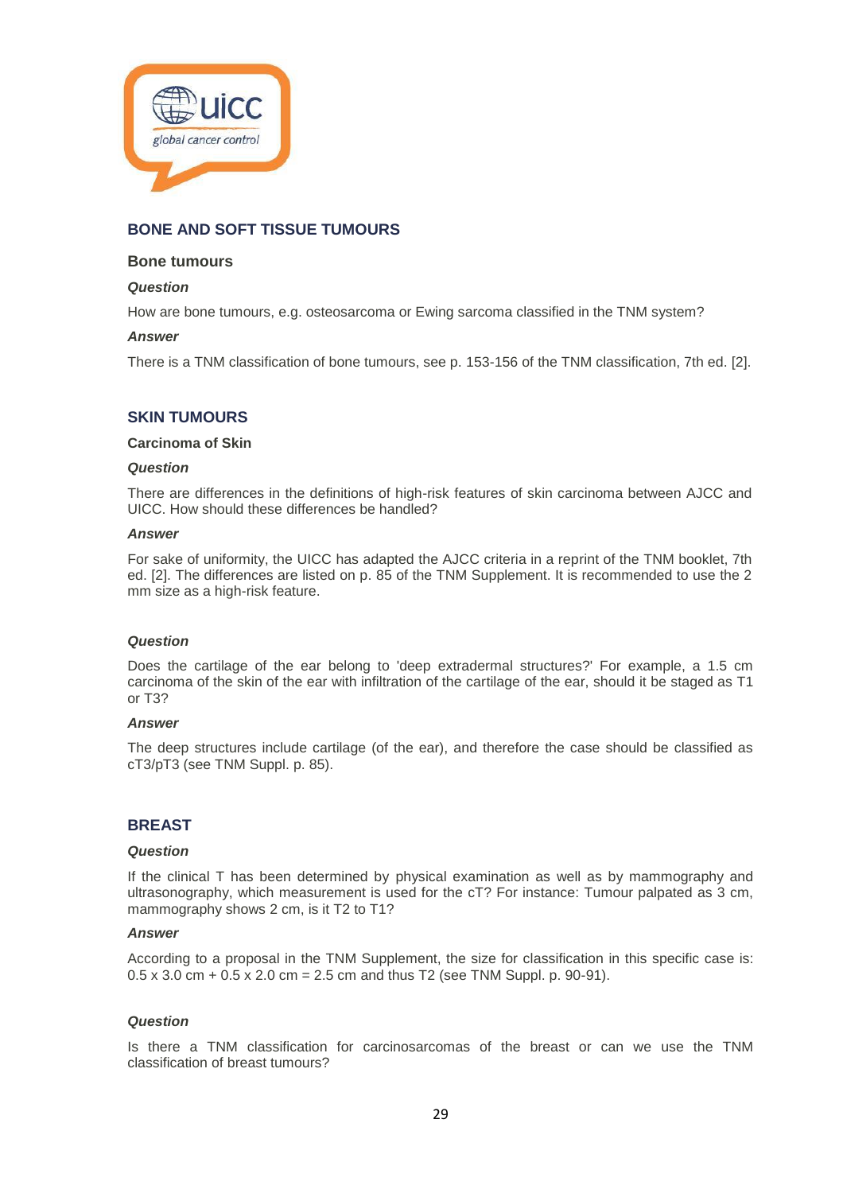## BONE AND SOFT TISSUE TUMOURS

### Bone tumours

***Question***

How are bone tumours, e.g. osteosarcoma or Ewing sarcoma classified in the TNM system?

***Answer***

There is a TNM classification of bone tumours, see p. 153-156 of the TNM classification, 7th ed. [2].

## SKIN TUMOURS

### Carcinoma of Skin

***Question***

There are differences in the definitions of high-risk features of skin carcinoma between AJCC and UICC. How should these differences be handled?

***Answer***

For sake of uniformity, the UICC has adapted the AJCC criteria in a reprint of the TNM booklet, 7th ed. [2]. The differences are listed on p. 85 of the TNM Supplement. It is recommended to use the 2 mm size as a high-risk feature.

***Question***

Does the cartilage of the ear belong to 'deep extradermal structures?' For example, a 1.5 cm carcinoma of the skin of the ear with infiltration of the cartilage of the ear, should it be staged as T1 or T3?

***Answer***

The deep structures include cartilage (of the ear), and therefore the case should be classified as cT3/pT3 (see TNM Suppl. p. 85).

## BREAST

***Question***

If the clinical T has been determined by physical examination as well as by mammography and ultrasonography, which measurement is used for the cT? For instance: Tumour palpated as 3 cm, mammography shows 2 cm, is it T2 to T1?

***Answer***

According to a proposal in the TNM Supplement, the size for classification in this specific case is: 0.5 x 3.0 cm + 0.5 x 2.0 cm = 2.5 cm and thus T2 (see TNM Suppl. p. 90-91).

***Question***

Is there a TNM classification for carcinosarcomas of the breast or can we use the TNM classification of breast tumours?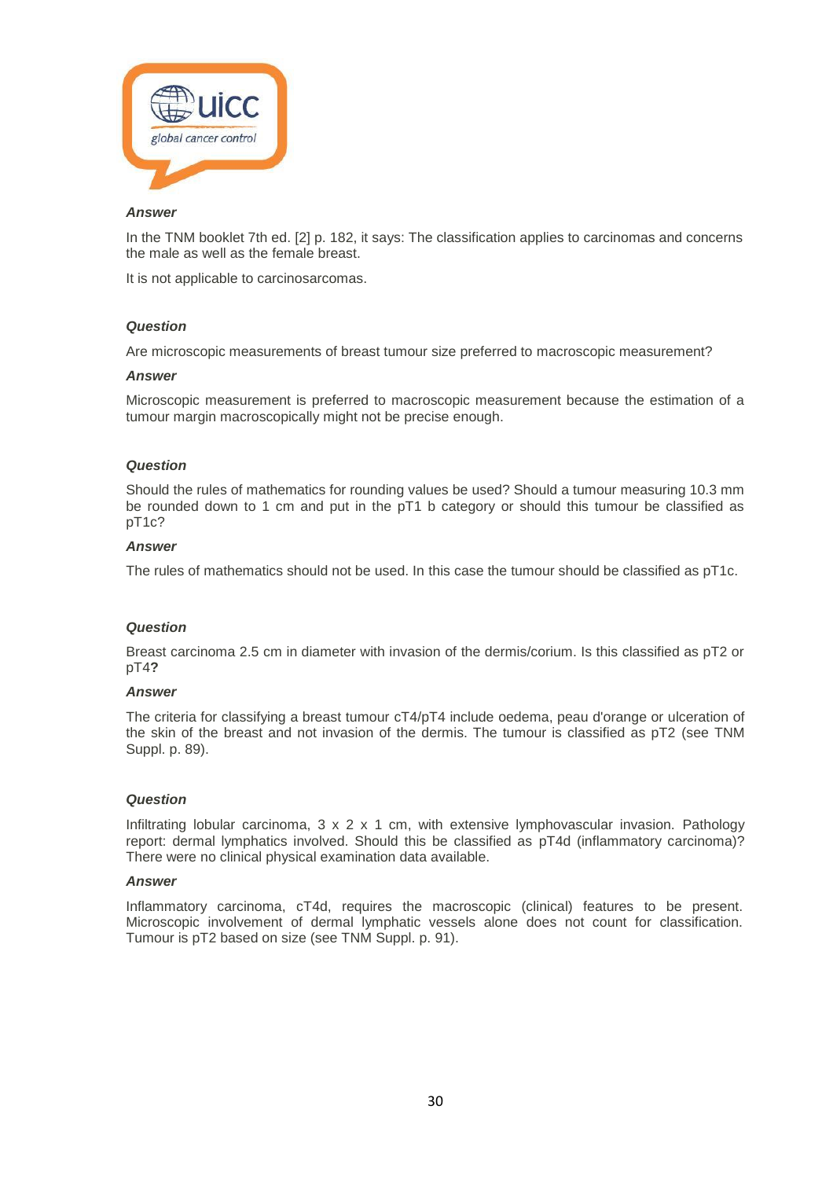***Answer***

In the TNM booklet 7th ed. [2] p. 182, it says: The classification applies to carcinomas and concerns the male as well as the female breast.

It is not applicable to carcinosarcomas.

***Question***

Are microscopic measurements of breast tumour size preferred to macroscopic measurement?

***Answer***

Microscopic measurement is preferred to macroscopic measurement because the estimation of a tumour margin macroscopically might not be precise enough.

***Question***

Should the rules of mathematics for rounding values be used? Should a tumour measuring 10.3 mm be rounded down to 1 cm and put in the pT1 b category or should this tumour be classified as pT1c?

***Answer***

The rules of mathematics should not be used. In this case the tumour should be classified as pT1c.

***Question***

Breast carcinoma 2.5 cm in diameter with invasion of the dermis/corium. Is this classified as pT2 or pT4**?**

***Answer***

The criteria for classifying a breast tumour cT4/pT4 include oedema, peau d'orange or ulceration of the skin of the breast and not invasion of the dermis. The tumour is classified as pT2 (see TNM Suppl. p. 89).

***Question***

Infiltrating lobular carcinoma, 3 x 2 x 1 cm, with extensive lymphovascular invasion. Pathology report: dermal lymphatics involved. Should this be classified as pT4d (inflammatory carcinoma)? There were no clinical physical examination data available.

***Answer***

Inflammatory carcinoma, cT4d, requires the macroscopic (clinical) features to be present. Microscopic involvement of dermal lymphatic vessels alone does not count for classification. Tumour is pT2 based on size (see TNM Suppl. p. 91).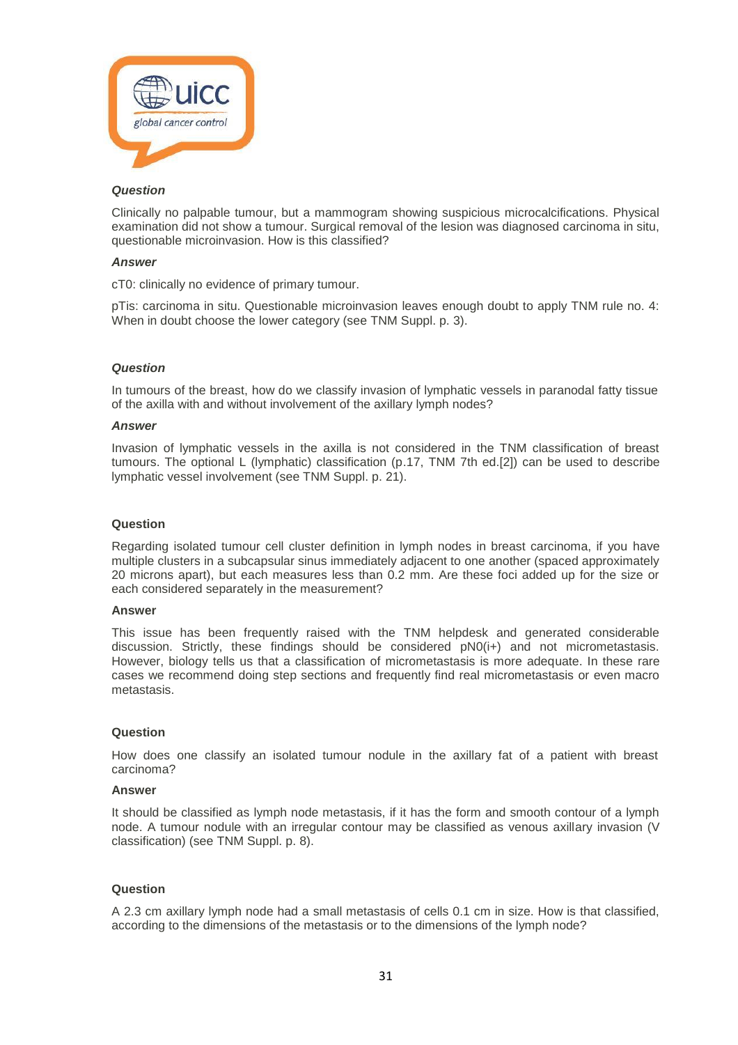***Question***

Clinically no palpable tumour, but a mammogram showing suspicious microcalcifications. Physical examination did not show a tumour. Surgical removal of the lesion was diagnosed carcinoma in situ, questionable microinvasion. How is this classified?

***Answer***

cT0: clinically no evidence of primary tumour.

pTis: carcinoma in situ. Questionable microinvasion leaves enough doubt to apply TNM rule no. 4: When in doubt choose the lower category (see TNM Suppl. p. 3).

***Question***

In tumours of the breast, how do we classify invasion of lymphatic vessels in paranodal fatty tissue of the axilla with and without involvement of the axillary lymph nodes?

***Answer***

Invasion of lymphatic vessels in the axilla is not considered in the TNM classification of breast tumours. The optional L (lymphatic) classification (p.17, TNM 7th ed.[2]) can be used to describe lymphatic vessel involvement (see TNM Suppl. p. 21).

**Question**

Regarding isolated tumour cell cluster definition in lymph nodes in breast carcinoma, if you have multiple clusters in a subcapsular sinus immediately adjacent to one another (spaced approximately 20 microns apart), but each measures less than 0.2 mm. Are these foci added up for the size or each considered separately in the measurement?

**Answer**

This issue has been frequently raised with the TNM helpdesk and generated considerable discussion. Strictly, these findings should be considered pN0(i+) and not micrometastasis. However, biology tells us that a classification of micrometastasis is more adequate. In these rare cases we recommend doing step sections and frequently find real micrometastasis or even macro metastasis.

**Question**

How does one classify an isolated tumour nodule in the axillary fat of a patient with breast carcinoma?

**Answer**

It should be classified as lymph node metastasis, if it has the form and smooth contour of a lymph node. A tumour nodule with an irregular contour may be classified as venous axillary invasion (V classification) (see TNM Suppl. p. 8).

**Question**

A 2.3 cm axillary lymph node had a small metastasis of cells 0.1 cm in size. How is that classified, according to the dimensions of the metastasis or to the dimensions of the lymph node?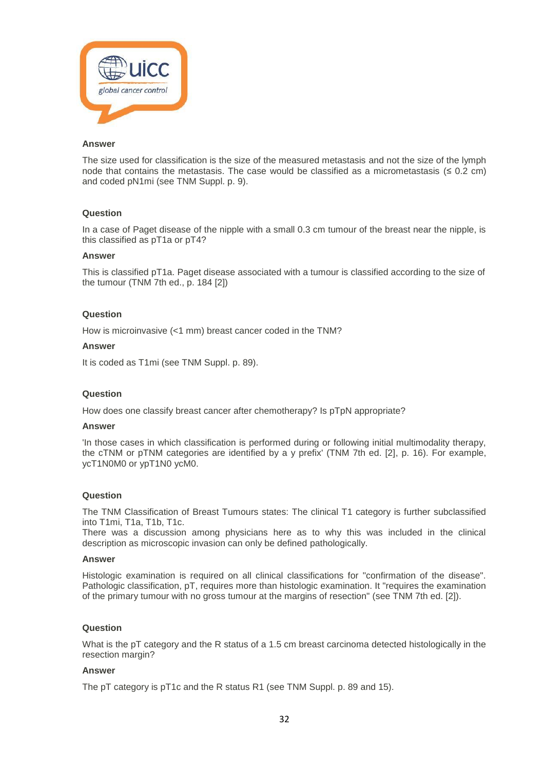**Answer**

The size used for classification is the size of the measured metastasis and not the size of the lymph node that contains the metastasis. The case would be classified as a micrometastasis (≤ 0.2 cm) and coded pN1mi (see TNM Suppl. p. 9).

**Question**

In a case of Paget disease of the nipple with a small 0.3 cm tumour of the breast near the nipple, is this classified as pT1a or pT4?

**Answer**

This is classified pT1a. Paget disease associated with a tumour is classified according to the size of the tumour (TNM 7th ed., p. 184 [2])

**Question**

How is microinvasive (<1 mm) breast cancer coded in the TNM?

**Answer**

It is coded as T1mi (see TNM Suppl. p. 89).

**Question**

How does one classify breast cancer after chemotherapy? Is pTpN appropriate?

**Answer**

'In those cases in which classification is performed during or following initial multimodality therapy, the cTNM or pTNM categories are identified by a y prefix' (TNM 7th ed. [2], p. 16). For example, ycT1N0M0 or ypT1N0 ycM0.

**Question**

The TNM Classification of Breast Tumours states: The clinical T1 category is further subclassified into T1mi, T1a, T1b, T1c.
There was a discussion among physicians here as to why this was included in the clinical description as microscopic invasion can only be defined pathologically.

**Answer**

Histologic examination is required on all clinical classifications for "confirmation of the disease". Pathologic classification, pT, requires more than histologic examination. It "requires the examination of the primary tumour with no gross tumour at the margins of resection" (see TNM 7th ed. [2]).

**Question**

What is the pT category and the R status of a 1.5 cm breast carcinoma detected histologically in the resection margin?

**Answer**

The pT category is pT1c and the R status R1 (see TNM Suppl. p. 89 and 15).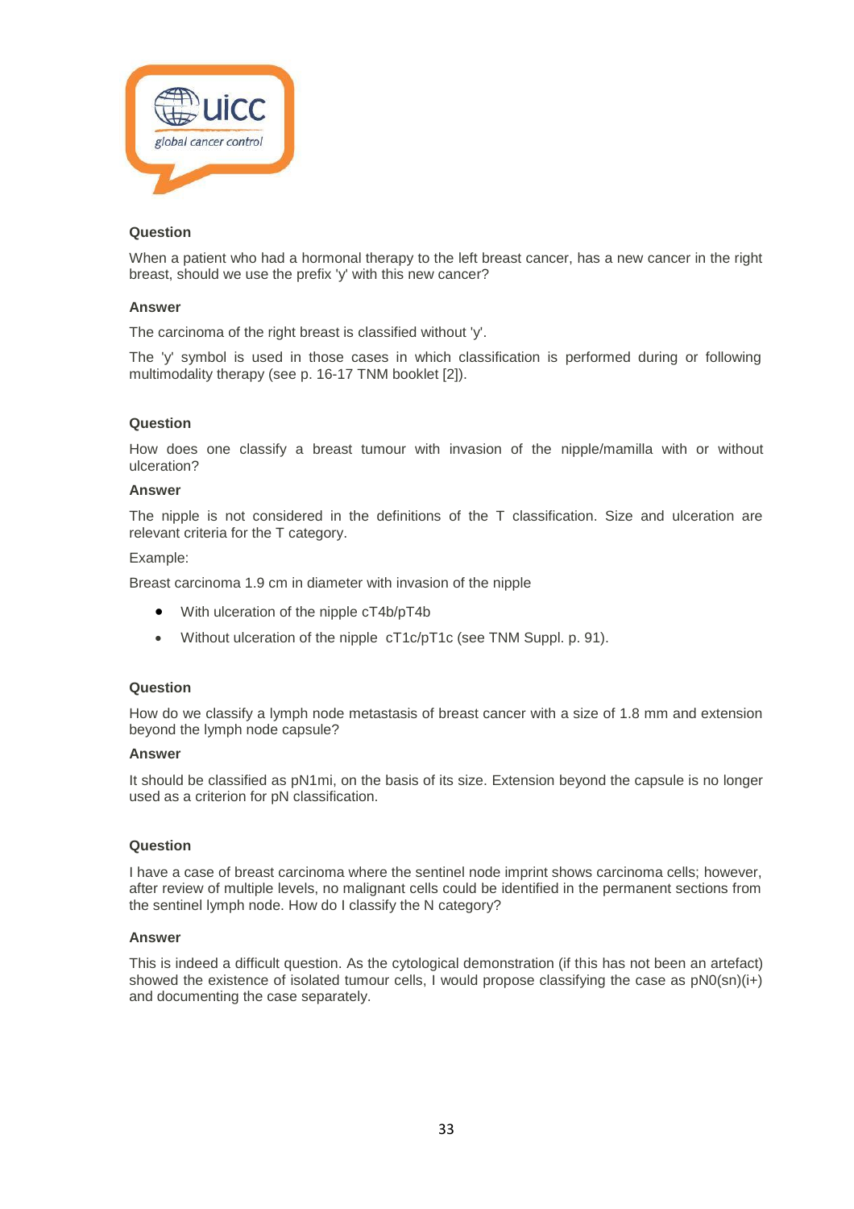**Question**

When a patient who had a hormonal therapy to the left breast cancer, has a new cancer in the right breast, should we use the prefix 'y' with this new cancer?

**Answer**

The carcinoma of the right breast is classified without 'y'.

The 'y' symbol is used in those cases in which classification is performed during or following multimodality therapy (see p. 16-17 TNM booklet [2]).

**Question**

How does one classify a breast tumour with invasion of the nipple/mamilla with or without ulceration?

**Answer**

The nipple is not considered in the definitions of the T classification. Size and ulceration are relevant criteria for the T category.

Example:

Breast carcinoma 1.9 cm in diameter with invasion of the nipple

- With ulceration of the nipple cT4b/pT4b
- Without ulceration of the nipple cT1c/pT1c (see TNM Suppl. p. 91).

**Question**

How do we classify a lymph node metastasis of breast cancer with a size of 1.8 mm and extension beyond the lymph node capsule?

**Answer**

It should be classified as pN1mi, on the basis of its size. Extension beyond the capsule is no longer used as a criterion for pN classification.

**Question**

I have a case of breast carcinoma where the sentinel node imprint shows carcinoma cells; however, after review of multiple levels, no malignant cells could be identified in the permanent sections from the sentinel lymph node. How do I classify the N category?

**Answer**

This is indeed a difficult question. As the cytological demonstration (if this has not been an artefact) showed the existence of isolated tumour cells, I would propose classifying the case as pN0(sn)(i+) and documenting the case separately.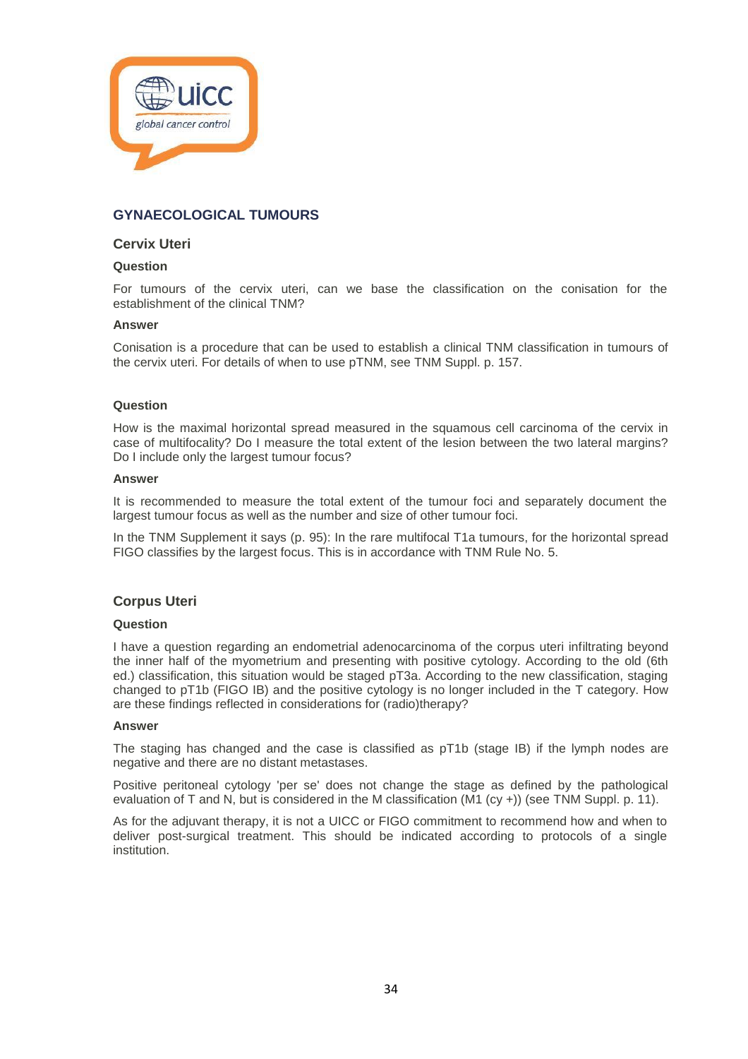## GYNAECOLOGICAL TUMOURS

### Cervix Uteri

#### Question

For tumours of the cervix uteri, can we base the classification on the conisation for the establishment of the clinical TNM?

#### Answer

Conisation is a procedure that can be used to establish a clinical TNM classification in tumours of the cervix uteri. For details of when to use pTNM, see TNM Suppl. p. 157.

#### Question

How is the maximal horizontal spread measured in the squamous cell carcinoma of the cervix in case of multifocality? Do I measure the total extent of the lesion between the two lateral margins? Do I include only the largest tumour focus?

#### Answer

It is recommended to measure the total extent of the tumour foci and separately document the largest tumour focus as well as the number and size of other tumour foci.

In the TNM Supplement it says (p. 95): In the rare multifocal T1a tumours, for the horizontal spread FIGO classifies by the largest focus. This is in accordance with TNM Rule No. 5.

### Corpus Uteri

#### Question

I have a question regarding an endometrial adenocarcinoma of the corpus uteri infiltrating beyond the inner half of the myometrium and presenting with positive cytology. According to the old (6th ed.) classification, this situation would be staged pT3a. According to the new classification, staging changed to pT1b (FIGO IB) and the positive cytology is no longer included in the T category. How are these findings reflected in considerations for (radio)therapy?

#### Answer

The staging has changed and the case is classified as pT1b (stage IB) if the lymph nodes are negative and there are no distant metastases.

Positive peritoneal cytology 'per se' does not change the stage as defined by the pathological evaluation of T and N, but is considered in the M classification (M1 (cy +)) (see TNM Suppl. p. 11).

As for the adjuvant therapy, it is not a UICC or FIGO commitment to recommend how and when to deliver post-surgical treatment. This should be indicated according to protocols of a single institution.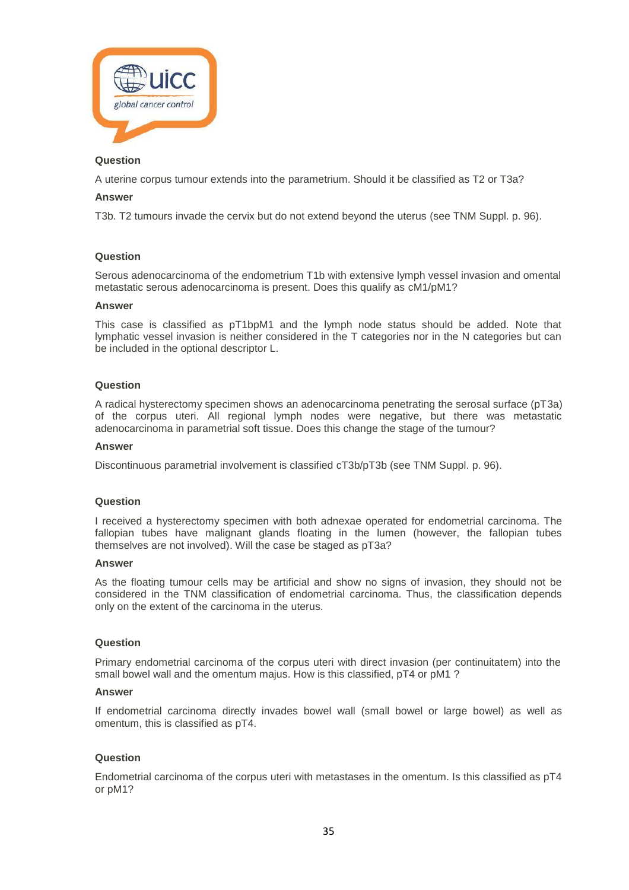### Question

A uterine corpus tumour extends into the parametrium. Should it be classified as T2 or T3a?

### Answer

T3b. T2 tumours invade the cervix but do not extend beyond the uterus (see TNM Suppl. p. 96).

### Question

Serous adenocarcinoma of the endometrium T1b with extensive lymph vessel invasion and omental metastatic serous adenocarcinoma is present. Does this qualify as cM1/pM1?

### Answer

This case is classified as pT1bpM1 and the lymph node status should be added. Note that lymphatic vessel invasion is neither considered in the T categories nor in the N categories but can be included in the optional descriptor L.

### Question

A radical hysterectomy specimen shows an adenocarcinoma penetrating the serosal surface (pT3a) of the corpus uteri. All regional lymph nodes were negative, but there was metastatic adenocarcinoma in parametrial soft tissue. Does this change the stage of the tumour?

### Answer

Discontinuous parametrial involvement is classified cT3b/pT3b (see TNM Suppl. p. 96).

### Question

I received a hysterectomy specimen with both adnexae operated for endometrial carcinoma. The fallopian tubes have malignant glands floating in the lumen (however, the fallopian tubes themselves are not involved). Will the case be staged as pT3a?

### Answer

As the floating tumour cells may be artificial and show no signs of invasion, they should not be considered in the TNM classification of endometrial carcinoma. Thus, the classification depends only on the extent of the carcinoma in the uterus.

### Question

Primary endometrial carcinoma of the corpus uteri with direct invasion (per continuitatem) into the small bowel wall and the omentum majus. How is this classified, pT4 or pM1 ?

### Answer

If endometrial carcinoma directly invades bowel wall (small bowel or large bowel) as well as omentum, this is classified as pT4.

### Question

Endometrial carcinoma of the corpus uteri with metastases in the omentum. Is this classified as pT4 or pM1?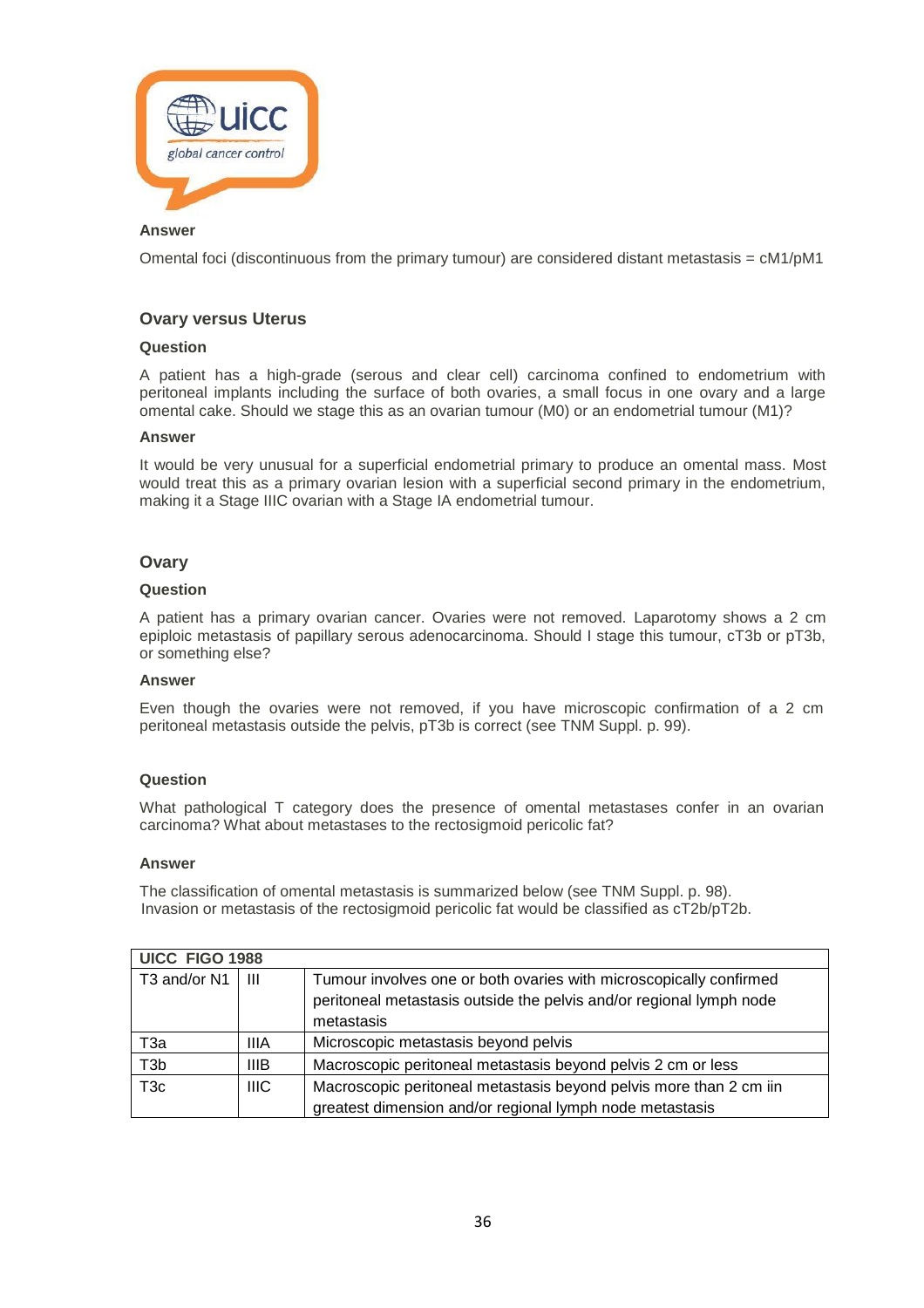**Answer**

Omental foci (discontinuous from the primary tumour) are considered distant metastasis = cM1/pM1

### Ovary versus Uterus

**Question**

A patient has a high-grade (serous and clear cell) carcinoma confined to endometrium with peritoneal implants including the surface of both ovaries, a small focus in one ovary and a large omental cake. Should we stage this as an ovarian tumour (M0) or an endometrial tumour (M1)?

**Answer**

It would be very unusual for a superficial endometrial primary to produce an omental mass. Most would treat this as a primary ovarian lesion with a superficial second primary in the endometrium, making it a Stage IIIC ovarian with a Stage IA endometrial tumour.

### Ovary

**Question**

A patient has a primary ovarian cancer. Ovaries were not removed. Laparotomy shows a 2 cm epiploic metastasis of papillary serous adenocarcinoma. Should I stage this tumour, cT3b or pT3b, or something else?

**Answer**

Even though the ovaries were not removed, if you have microscopic confirmation of a 2 cm peritoneal metastasis outside the pelvis, pT3b is correct (see TNM Suppl. p. 99).

**Question**

What pathological T category does the presence of omental metastases confer in an ovarian carcinoma? What about metastases to the rectosigmoid pericolic fat?

**Answer**

The classification of omental metastasis is summarized below (see TNM Suppl. p. 98).
Invasion or metastasis of the rectosigmoid pericolic fat would be classified as cT2b/pT2b.

| UICC | FIGO 1988 | |
|---|---|---|
| T3 and/or N1 | III | Tumour involves one or both ovaries with microscopically confirmed peritoneal metastasis outside the pelvis and/or regional lymph node metastasis |
| T3a | IIIA | Microscopic metastasis beyond pelvis |
| T3b | IIIB | Macroscopic peritoneal metastasis beyond pelvis 2 cm or less |
| T3c | IIIC | Macroscopic peritoneal metastasis beyond pelvis more than 2 cm iin greatest dimension and/or regional lymph node metastasis |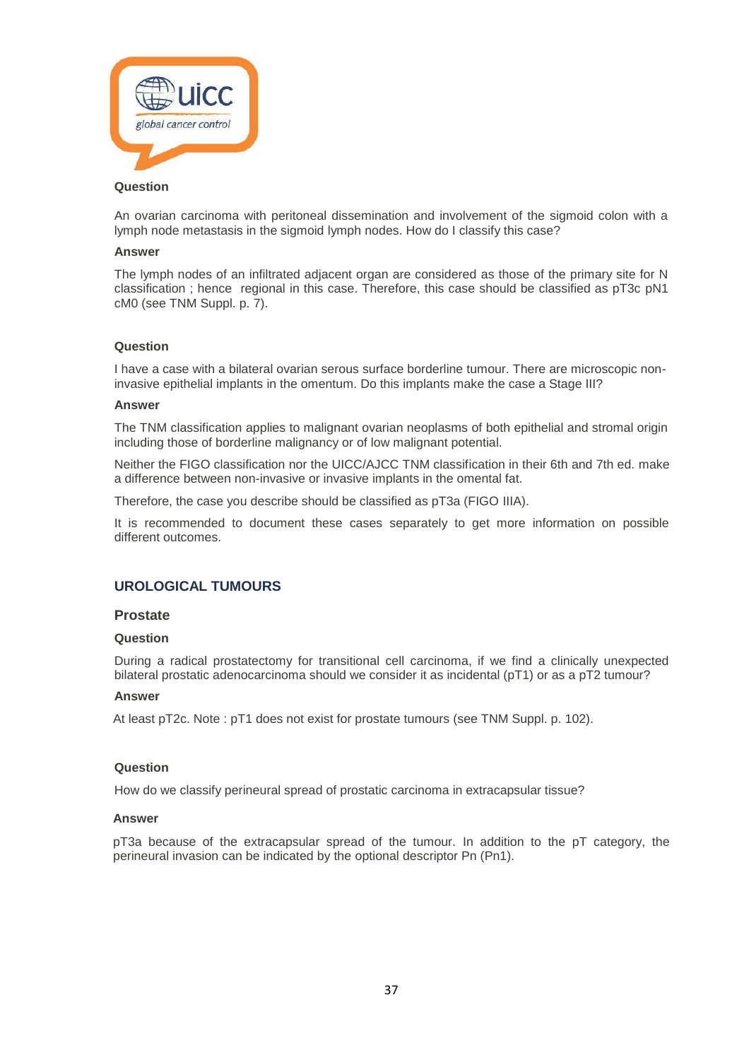**Question**

An ovarian carcinoma with peritoneal dissemination and involvement of the sigmoid colon with a lymph node metastasis in the sigmoid lymph nodes. How do I classify this case?

**Answer**

The lymph nodes of an infiltrated adjacent organ are considered as those of the primary site for N classification ; hence regional in this case. Therefore, this case should be classified as pT3c pN1 cM0 (see TNM Suppl. p. 7).

**Question**

I have a case with a bilateral ovarian serous surface borderline tumour. There are microscopic non-invasive epithelial implants in the omentum. Do this implants make the case a Stage III?

**Answer**

The TNM classification applies to malignant ovarian neoplasms of both epithelial and stromal origin including those of borderline malignancy or of low malignant potential.

Neither the FIGO classification nor the UICC/AJCC TNM classification in their 6th and 7th ed. make a difference between non-invasive or invasive implants in the omental fat.

Therefore, the case you describe should be classified as pT3a (FIGO IIIA).

It is recommended to document these cases separately to get more information on possible different outcomes.

## UROLOGICAL TUMOURS

### Prostate

**Question**

During a radical prostatectomy for transitional cell carcinoma, if we find a clinically unexpected bilateral prostatic adenocarcinoma should we consider it as incidental (pT1) or as a pT2 tumour?

**Answer**

At least pT2c. Note : pT1 does not exist for prostate tumours (see TNM Suppl. p. 102).

**Question**

How do we classify perineural spread of prostatic carcinoma in extracapsular tissue?

**Answer**

pT3a because of the extracapsular spread of the tumour. In addition to the pT category, the perineural invasion can be indicated by the optional descriptor Pn (Pn1).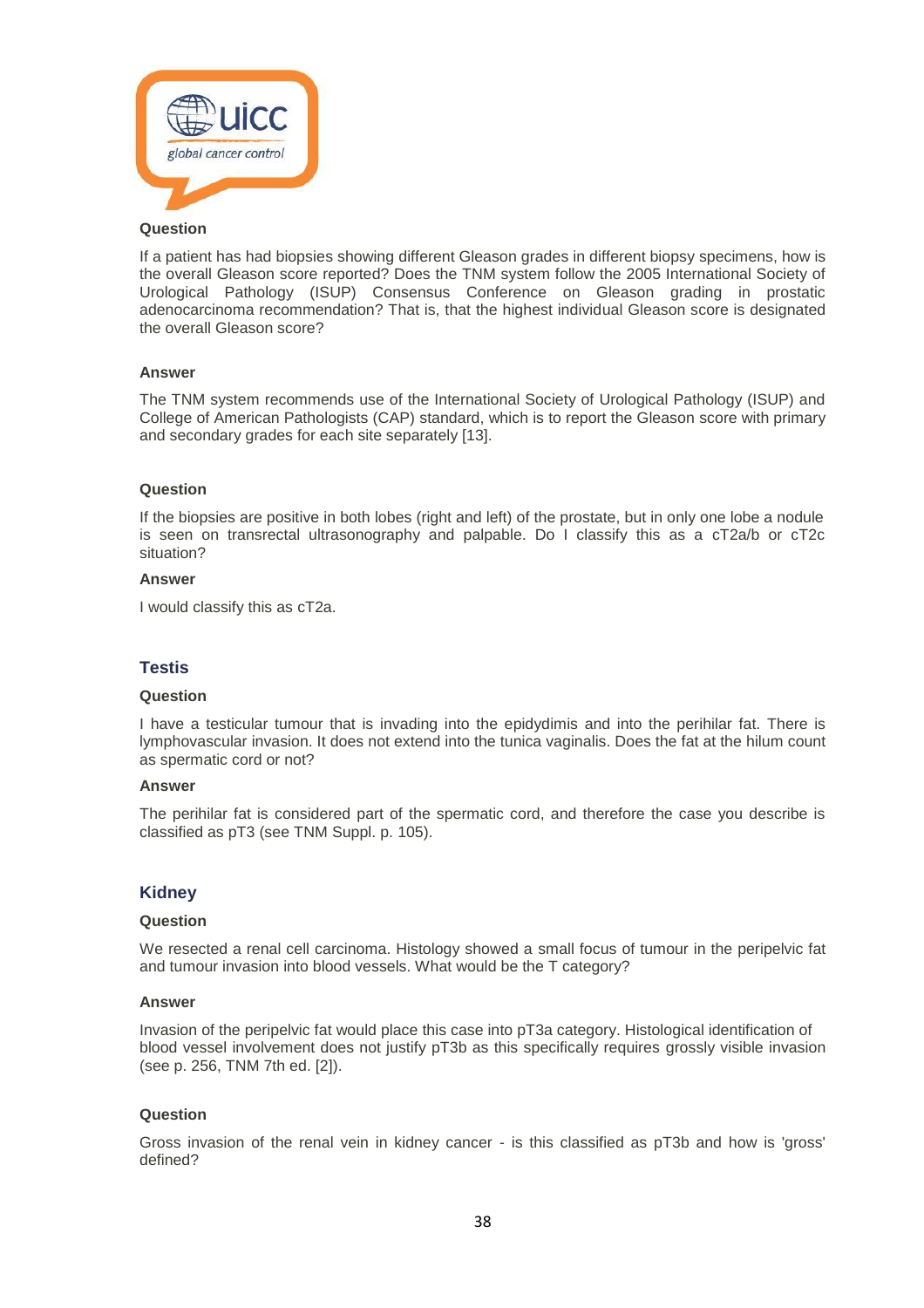#### Question

If a patient has had biopsies showing different Gleason grades in different biopsy specimens, how is the overall Gleason score reported? Does the TNM system follow the 2005 International Society of Urological Pathology (ISUP) Consensus Conference on Gleason grading in prostatic adenocarcinoma recommendation? That is, that the highest individual Gleason score is designated the overall Gleason score?

#### Answer

The TNM system recommends use of the International Society of Urological Pathology (ISUP) and College of American Pathologists (CAP) standard, which is to report the Gleason score with primary and secondary grades for each site separately [13].

#### Question

If the biopsies are positive in both lobes (right and left) of the prostate, but in only one lobe a nodule is seen on transrectal ultrasonography and palpable. Do I classify this as a cT2a/b or cT2c situation?

#### Answer

I would classify this as cT2a.

### Testis

#### Question

I have a testicular tumour that is invading into the epidydimis and into the perihilar fat. There is lymphovascular invasion. It does not extend into the tunica vaginalis. Does the fat at the hilum count as spermatic cord or not?

#### Answer

The perihilar fat is considered part of the spermatic cord, and therefore the case you describe is classified as pT3 (see TNM Suppl. p. 105).

### Kidney

#### Question

We resected a renal cell carcinoma. Histology showed a small focus of tumour in the peripelvic fat and tumour invasion into blood vessels. What would be the T category?

#### Answer

Invasion of the peripelvic fat would place this case into pT3a category. Histological identification of blood vessel involvement does not justify pT3b as this specifically requires grossly visible invasion (see p. 256, TNM 7th ed. [2]).

#### Question

Gross invasion of the renal vein in kidney cancer - is this classified as pT3b and how is 'gross' defined?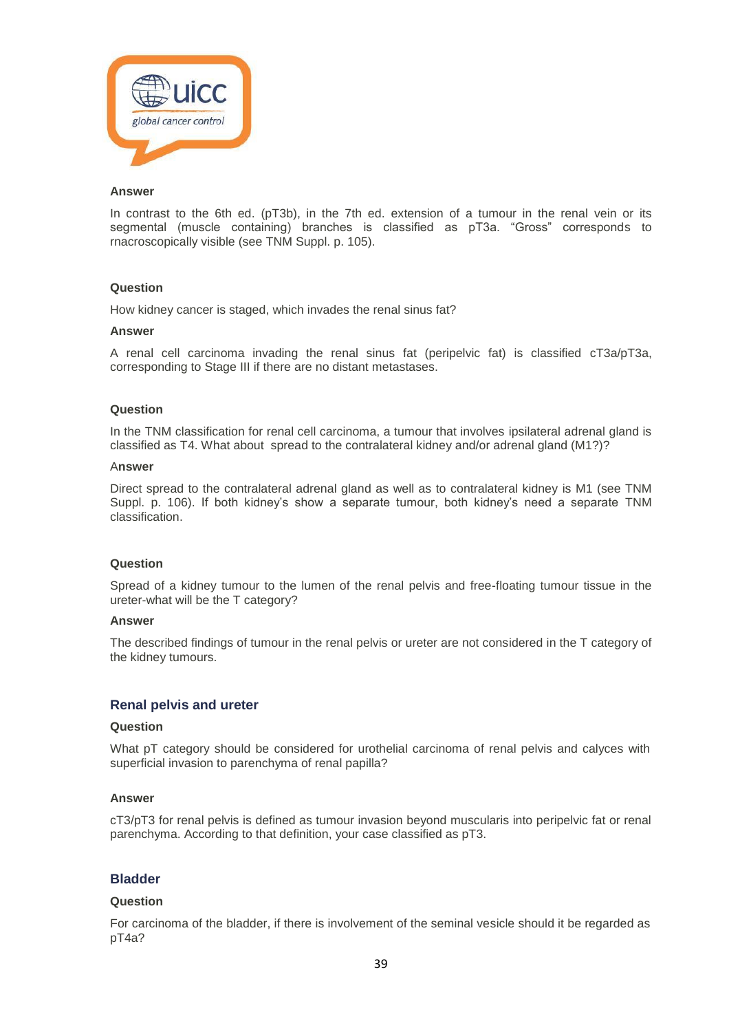**Answer**

In contrast to the 6th ed. (pT3b), in the 7th ed. extension of a tumour in the renal vein or its segmental (muscle containing) branches is classified as pT3a. "Gross" corresponds to rnacroscopically visible (see TNM Suppl. p. 105).

**Question**

How kidney cancer is staged, which invades the renal sinus fat?

**Answer**

A renal cell carcinoma invading the renal sinus fat (peripelvic fat) is classified cT3a/pT3a, corresponding to Stage III if there are no distant metastases.

**Question**

In the TNM classification for renal cell carcinoma, a tumour that involves ipsilateral adrenal gland is classified as T4. What about spread to the contralateral kidney and/or adrenal gland (M1?)?

**Answer**

Direct spread to the contralateral adrenal gland as well as to contralateral kidney is M1 (see TNM Suppl. p. 106). If both kidney's show a separate tumour, both kidney's need a separate TNM classification.

**Question**

Spread of a kidney tumour to the lumen of the renal pelvis and free-floating tumour tissue in the ureter-what will be the T category?

**Answer**

The described findings of tumour in the renal pelvis or ureter are not considered in the T category of the kidney tumours.

## Renal pelvis and ureter

**Question**

What pT category should be considered for urothelial carcinoma of renal pelvis and calyces with superficial invasion to parenchyma of renal papilla?

**Answer**

cT3/pT3 for renal pelvis is defined as tumour invasion beyond muscularis into peripelvic fat or renal parenchyma. According to that definition, your case classified as pT3.

## Bladder

**Question**

For carcinoma of the bladder, if there is involvement of the seminal vesicle should it be regarded as pT4a?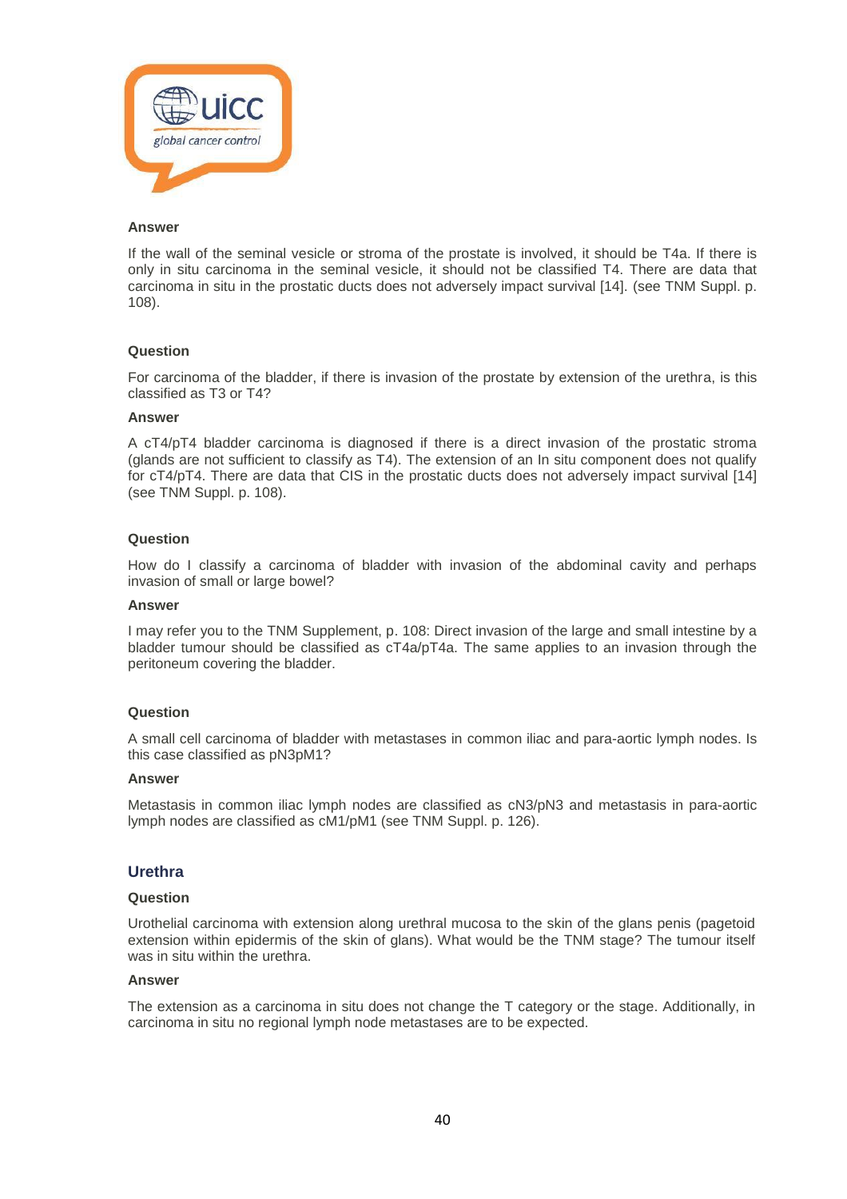**Answer**

If the wall of the seminal vesicle or stroma of the prostate is involved, it should be T4a. If there is only in situ carcinoma in the seminal vesicle, it should not be classified T4. There are data that carcinoma in situ in the prostatic ducts does not adversely impact survival [14]. (see TNM Suppl. p. 108).

**Question**

For carcinoma of the bladder, if there is invasion of the prostate by extension of the urethra, is this classified as T3 or T4?

**Answer**

A cT4/pT4 bladder carcinoma is diagnosed if there is a direct invasion of the prostatic stroma (glands are not sufficient to classify as T4). The extension of an In situ component does not qualify for cT4/pT4. There are data that CIS in the prostatic ducts does not adversely impact survival [14] (see TNM Suppl. p. 108).

**Question**

How do I classify a carcinoma of bladder with invasion of the abdominal cavity and perhaps invasion of small or large bowel?

**Answer**

I may refer you to the TNM Supplement, p. 108: Direct invasion of the large and small intestine by a bladder tumour should be classified as cT4a/pT4a. The same applies to an invasion through the peritoneum covering the bladder.

**Question**

A small cell carcinoma of bladder with metastases in common iliac and para-aortic lymph nodes. Is this case classified as pN3pM1?

**Answer**

Metastasis in common iliac lymph nodes are classified as cN3/pN3 and metastasis in para-aortic lymph nodes are classified as cM1/pM1 (see TNM Suppl. p. 126).

## Urethra

**Question**

Urothelial carcinoma with extension along urethral mucosa to the skin of the glans penis (pagetoid extension within epidermis of the skin of glans). What would be the TNM stage? The tumour itself was in situ within the urethra.

**Answer**

The extension as a carcinoma in situ does not change the T category or the stage. Additionally, in carcinoma in situ no regional lymph node metastases are to be expected.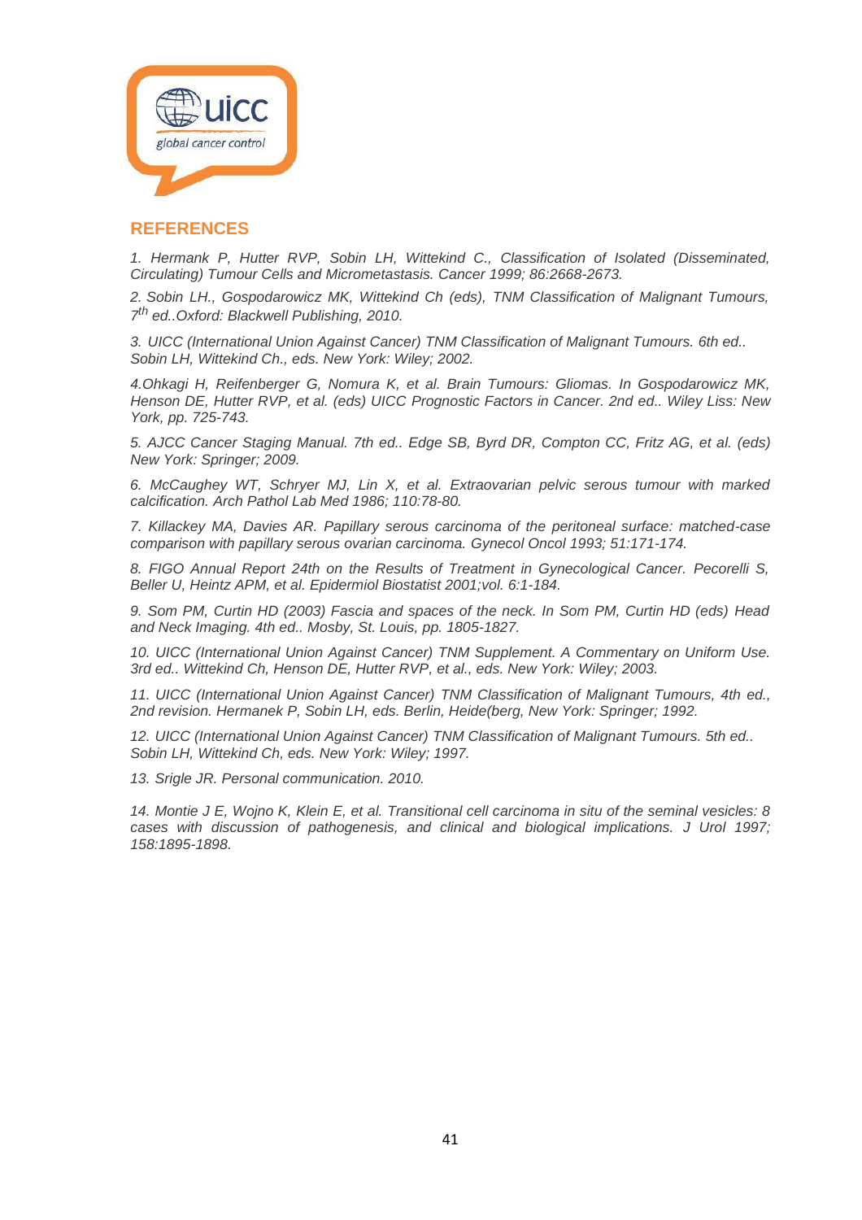## REFERENCES

*1. Hermank P, Hutter RVP, Sobin LH, Wittekind C., Classification of Isolated (Disseminated, Circulating) Tumour Cells and Micrometastasis. Cancer 1999; 86:2668-2673.*

*2. Sobin LH., Gospodarowicz MK, Wittekind Ch (eds), TNM Classification of Malignant Tumours, 7th ed..Oxford: Blackwell Publishing, 2010.*

*3. UICC (International Union Against Cancer) TNM Classification of Malignant Tumours. 6th ed.. Sobin LH, Wittekind Ch., eds. New York: Wiley; 2002.*

*4.Ohkagi H, Reifenberger G, Nomura K, et al. Brain Tumours: Gliomas. In Gospodarowicz MK, Henson DE, Hutter RVP, et al. (eds) UICC Prognostic Factors in Cancer. 2nd ed.. Wiley Liss: New York, pp. 725-743.*

*5. AJCC Cancer Staging Manual. 7th ed.. Edge SB, Byrd DR, Compton CC, Fritz AG, et al. (eds) New York: Springer; 2009.*

*6. McCaughey WT, Schryer MJ, Lin X, et al. Extraovarian pelvic serous tumour with marked calcification. Arch Pathol Lab Med 1986; 110:78-80.*

*7. Killackey MA, Davies AR. Papillary serous carcinoma of the peritoneal surface: matched-case comparison with papillary serous ovarian carcinoma. Gynecol Oncol 1993; 51:171-174.*

*8. FIGO Annual Report 24th on the Results of Treatment in Gynecological Cancer. Pecorelli S, Beller U, Heintz APM, et al. Epidermiol Biostatist 2001;vol. 6:1-184.*

*9. Som PM, Curtin HD (2003) Fascia and spaces of the neck. In Som PM, Curtin HD (eds) Head and Neck Imaging. 4th ed.. Mosby, St. Louis, pp. 1805-1827.*

*10. UICC (International Union Against Cancer) TNM Supplement. A Commentary on Uniform Use. 3rd ed.. Wittekind Ch, Henson DE, Hutter RVP, et al., eds. New York: Wiley; 2003.*

*11. UICC (International Union Against Cancer) TNM Classification of Malignant Tumours, 4th ed., 2nd revision. Hermanek P, Sobin LH, eds. Berlin, Heide(berg, New York: Springer; 1992.*

*12. UICC (International Union Against Cancer) TNM Classification of Malignant Tumours. 5th ed.. Sobin LH, Wittekind Ch, eds. New York: Wiley; 1997.*

*13. Srigle JR. Personal communication. 2010.*

*14. Montie J E, Wojno K, Klein E, et al. Transitional cell carcinoma in situ of the seminal vesicles: 8 cases with discussion of pathogenesis, and clinical and biological implications. J Urol 1997; 158:1895-1898.*